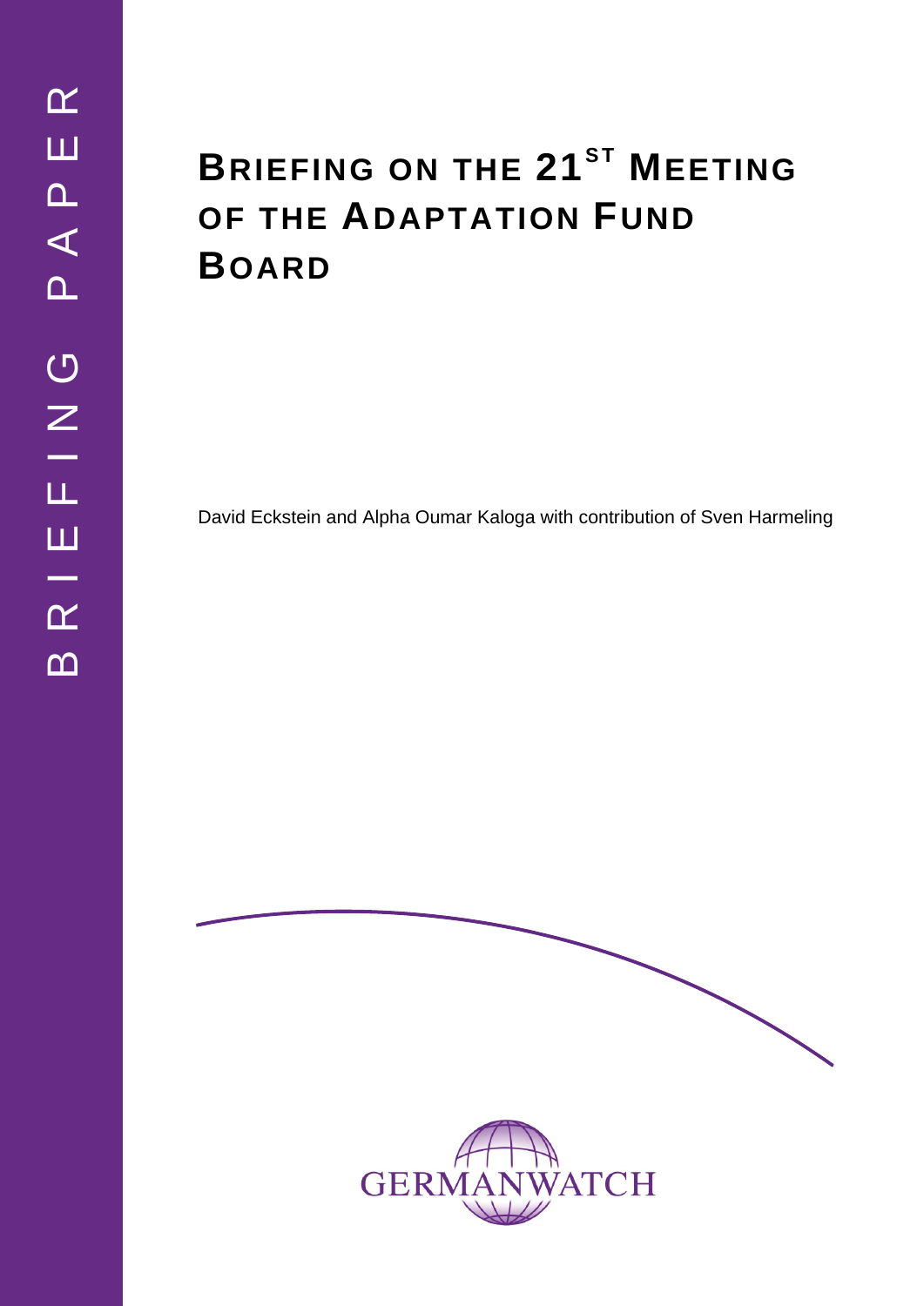BRIEFING PAPER

# Briefing on the 21st Meeting of the Adaptation Fund Board

David Eckstein and Alpha Oumar Kaloga with contribution of Sven Harmeling

GERMANWATCH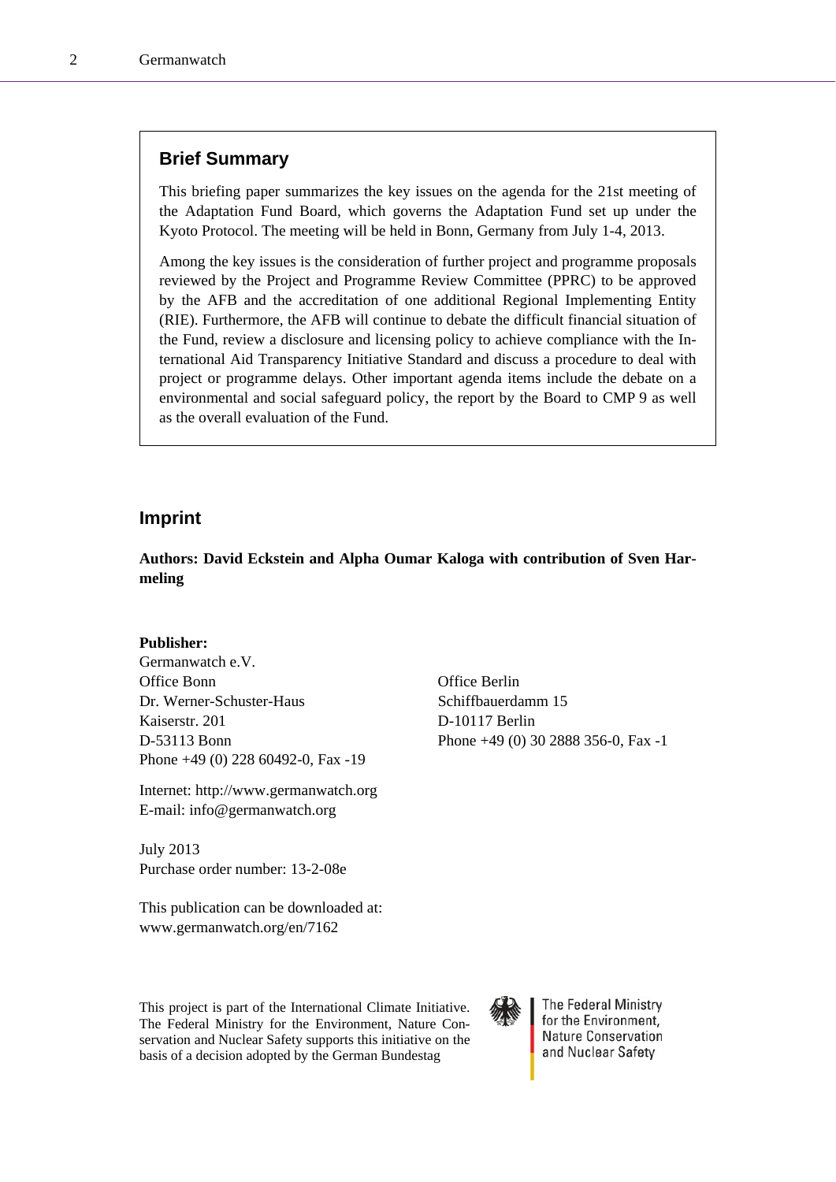## Brief Summary

This briefing paper summarizes the key issues on the agenda for the 21st meeting of the Adaptation Fund Board, which governs the Adaptation Fund set up under the Kyoto Protocol. The meeting will be held in Bonn, Germany from July 1-4, 2013.

Among the key issues is the consideration of further project and programme proposals reviewed by the Project and Programme Review Committee (PPRC) to be approved by the AFB and the accreditation of one additional Regional Implementing Entity (RIE). Furthermore, the AFB will continue to debate the difficult financial situation of the Fund, review a disclosure and licensing policy to achieve compliance with the International Aid Transparency Initiative Standard and discuss a procedure to deal with project or programme delays. Other important agenda items include the debate on a environmental and social safeguard policy, the report by the Board to CMP 9 as well as the overall evaluation of the Fund.

## Imprint

**Authors: David Eckstein and Alpha Oumar Kaloga with contribution of Sven Harmeling**

**Publisher:**
Germanwatch e.V.

Office Bonn
Dr. Werner-Schuster-Haus
Kaiserstr. 201
D-53113 Bonn
Phone +49 (0) 228 60492-0, Fax -19

Office Berlin
Schiffbauerdamm 15
D-10117 Berlin
Phone +49 (0) 30 2888 356-0, Fax -1

Internet: http://www.germanwatch.org
E-mail: info@germanwatch.org

July 2013
Purchase order number: 13-2-08e

This publication can be downloaded at:
www.germanwatch.org/en/7162

This project is part of the International Climate Initiative. The Federal Ministry for the Environment, Nature Conservation and Nuclear Safety supports this initiative on the basis of a decision adopted by the German Bundestag

The Federal Ministry for the Environment, Nature Conservation and Nuclear Safety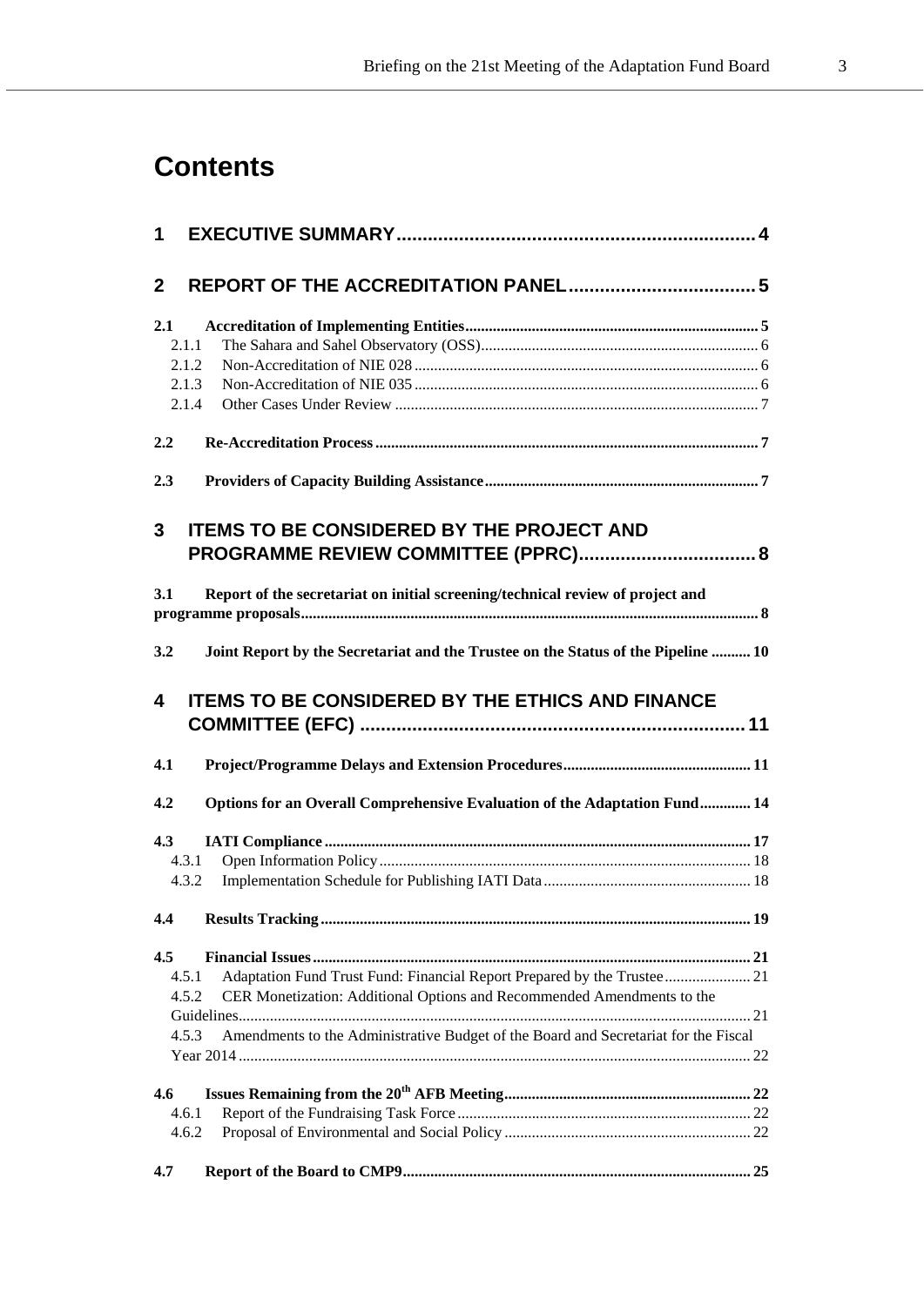# Contents

1 EXECUTIVE SUMMARY .......... 4

2 REPORT OF THE ACCREDITATION PANEL .......... 5

2.1 Accreditation of Implementing Entities .......... 5
- 2.1.1 The Sahara and Sahel Observatory (OSS) .......... 6
- 2.1.2 Non-Accreditation of NIE 028 .......... 6
- 2.1.3 Non-Accreditation of NIE 035 .......... 6
- 2.1.4 Other Cases Under Review .......... 7

2.2 Re-Accreditation Process .......... 7

2.3 Providers of Capacity Building Assistance .......... 7

3 ITEMS TO BE CONSIDERED BY THE PROJECT AND PROGRAMME REVIEW COMMITTEE (PPRC) .......... 8

3.1 Report of the secretariat on initial screening/technical review of project and programme proposals .......... 8

3.2 Joint Report by the Secretariat and the Trustee on the Status of the Pipeline .......... 10

4 ITEMS TO BE CONSIDERED BY THE ETHICS AND FINANCE COMMITTEE (EFC) .......... 11

4.1 Project/Programme Delays and Extension Procedures .......... 11

4.2 Options for an Overall Comprehensive Evaluation of the Adaptation Fund .......... 14

4.3 IATI Compliance .......... 17
- 4.3.1 Open Information Policy .......... 18
- 4.3.2 Implementation Schedule for Publishing IATI Data .......... 18

4.4 Results Tracking .......... 19

4.5 Financial Issues .......... 21
- 4.5.1 Adaptation Fund Trust Fund: Financial Report Prepared by the Trustee .......... 21
- 4.5.2 CER Monetization: Additional Options and Recommended Amendments to the Guidelines .......... 21
- 4.5.3 Amendments to the Administrative Budget of the Board and Secretariat for the Fiscal Year 2014 .......... 22

4.6 Issues Remaining from the 20th AFB Meeting .......... 22
- 4.6.1 Report of the Fundraising Task Force .......... 22
- 4.6.2 Proposal of Environmental and Social Policy .......... 22

4.7 Report of the Board to CMP9 .......... 25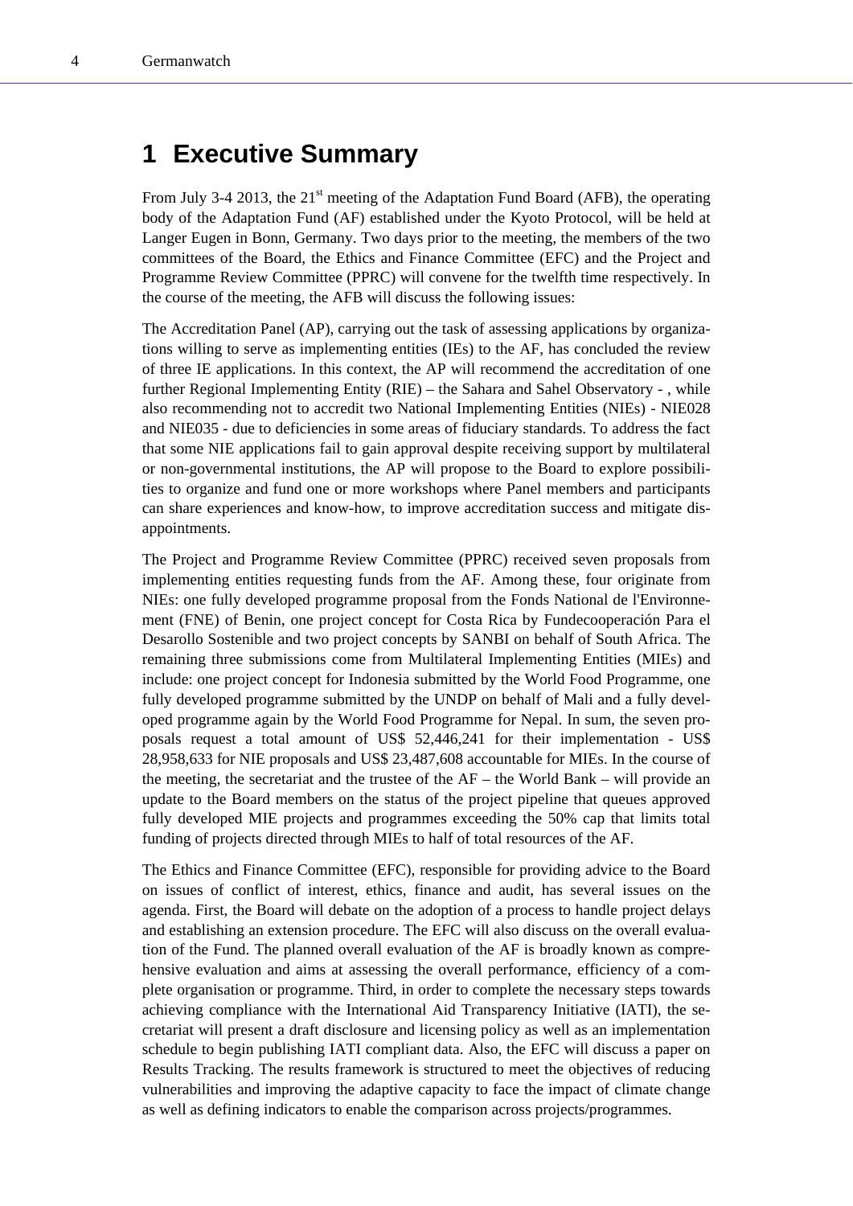# 1 Executive Summary

From July 3-4 2013, the 21st meeting of the Adaptation Fund Board (AFB), the operating body of the Adaptation Fund (AF) established under the Kyoto Protocol, will be held at Langer Eugen in Bonn, Germany. Two days prior to the meeting, the members of the two committees of the Board, the Ethics and Finance Committee (EFC) and the Project and Programme Review Committee (PPRC) will convene for the twelfth time respectively. In the course of the meeting, the AFB will discuss the following issues:

The Accreditation Panel (AP), carrying out the task of assessing applications by organizations willing to serve as implementing entities (IEs) to the AF, has concluded the review of three IE applications. In this context, the AP will recommend the accreditation of one further Regional Implementing Entity (RIE) – the Sahara and Sahel Observatory - , while also recommending not to accredit two National Implementing Entities (NIEs) - NIE028 and NIE035 - due to deficiencies in some areas of fiduciary standards. To address the fact that some NIE applications fail to gain approval despite receiving support by multilateral or non-governmental institutions, the AP will propose to the Board to explore possibilities to organize and fund one or more workshops where Panel members and participants can share experiences and know-how, to improve accreditation success and mitigate disappointments.

The Project and Programme Review Committee (PPRC) received seven proposals from implementing entities requesting funds from the AF. Among these, four originate from NIEs: one fully developed programme proposal from the Fonds National de l'Environnement (FNE) of Benin, one project concept for Costa Rica by Fundecooperación Para el Desarollo Sostenible and two project concepts by SANBI on behalf of South Africa. The remaining three submissions come from Multilateral Implementing Entities (MIEs) and include: one project concept for Indonesia submitted by the World Food Programme, one fully developed programme submitted by the UNDP on behalf of Mali and a fully developed programme again by the World Food Programme for Nepal. In sum, the seven proposals request a total amount of US$ 52,446,241 for their implementation - US$ 28,958,633 for NIE proposals and US$ 23,487,608 accountable for MIEs. In the course of the meeting, the secretariat and the trustee of the AF – the World Bank – will provide an update to the Board members on the status of the project pipeline that queues approved fully developed MIE projects and programmes exceeding the 50% cap that limits total funding of projects directed through MIEs to half of total resources of the AF.

The Ethics and Finance Committee (EFC), responsible for providing advice to the Board on issues of conflict of interest, ethics, finance and audit, has several issues on the agenda. First, the Board will debate on the adoption of a process to handle project delays and establishing an extension procedure. The EFC will also discuss on the overall evaluation of the Fund. The planned overall evaluation of the AF is broadly known as comprehensive evaluation and aims at assessing the overall performance, efficiency of a complete organisation or programme. Third, in order to complete the necessary steps towards achieving compliance with the International Aid Transparency Initiative (IATI), the secretariat will present a draft disclosure and licensing policy as well as an implementation schedule to begin publishing IATI compliant data. Also, the EFC will discuss a paper on Results Tracking. The results framework is structured to meet the objectives of reducing vulnerabilities and improving the adaptive capacity to face the impact of climate change as well as defining indicators to enable the comparison across projects/programmes.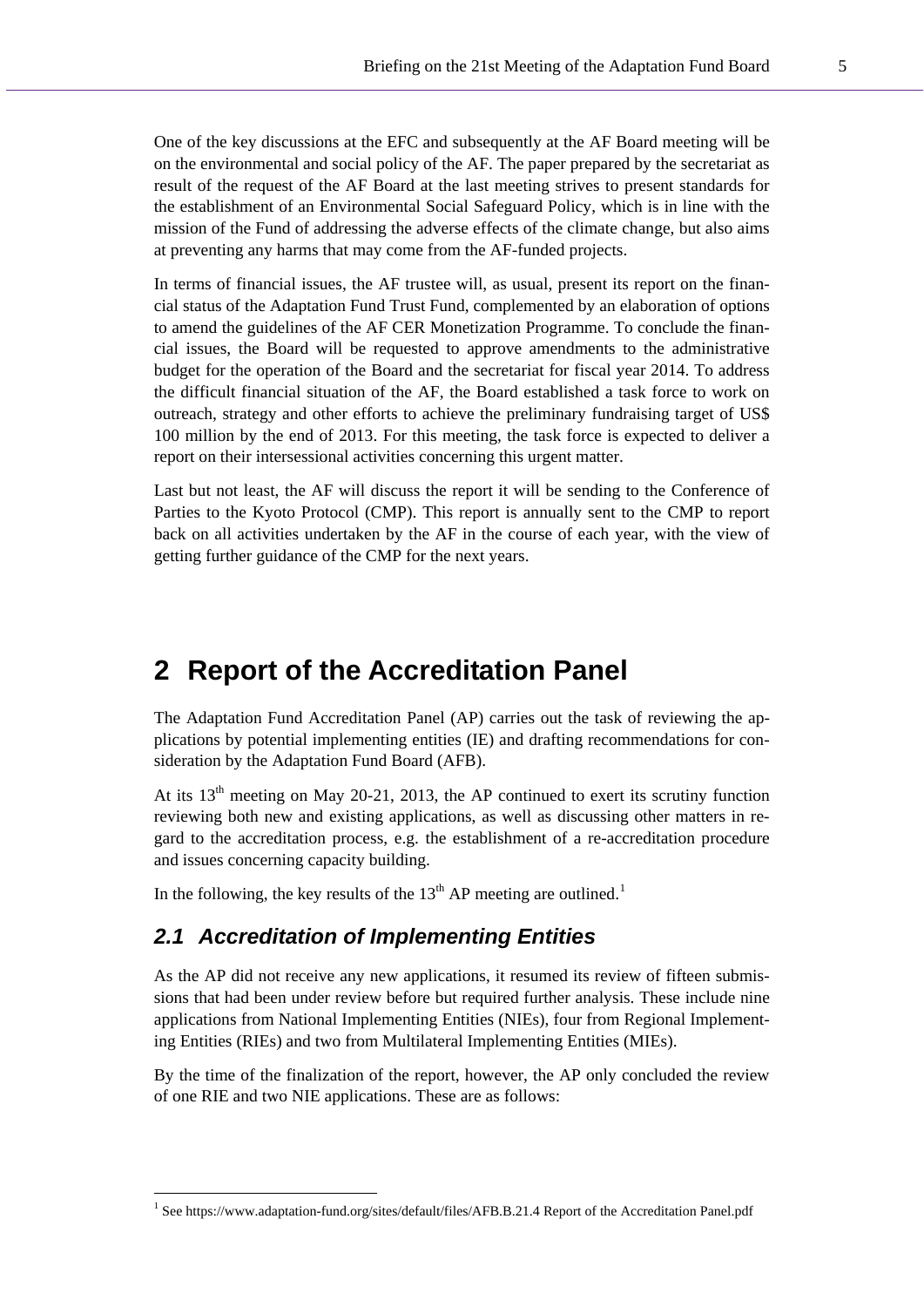One of the key discussions at the EFC and subsequently at the AF Board meeting will be on the environmental and social policy of the AF. The paper prepared by the secretariat as result of the request of the AF Board at the last meeting strives to present standards for the establishment of an Environmental Social Safeguard Policy, which is in line with the mission of the Fund of addressing the adverse effects of the climate change, but also aims at preventing any harms that may come from the AF-funded projects.

In terms of financial issues, the AF trustee will, as usual, present its report on the financial status of the Adaptation Fund Trust Fund, complemented by an elaboration of options to amend the guidelines of the AF CER Monetization Programme. To conclude the financial issues, the Board will be requested to approve amendments to the administrative budget for the operation of the Board and the secretariat for fiscal year 2014. To address the difficult financial situation of the AF, the Board established a task force to work on outreach, strategy and other efforts to achieve the preliminary fundraising target of US$ 100 million by the end of 2013. For this meeting, the task force is expected to deliver a report on their intersessional activities concerning this urgent matter.

Last but not least, the AF will discuss the report it will be sending to the Conference of Parties to the Kyoto Protocol (CMP). This report is annually sent to the CMP to report back on all activities undertaken by the AF in the course of each year, with the view of getting further guidance of the CMP for the next years.

# 2 Report of the Accreditation Panel

The Adaptation Fund Accreditation Panel (AP) carries out the task of reviewing the applications by potential implementing entities (IE) and drafting recommendations for consideration by the Adaptation Fund Board (AFB).

At its 13th meeting on May 20-21, 2013, the AP continued to exert its scrutiny function reviewing both new and existing applications, as well as discussing other matters in regard to the accreditation process, e.g. the establishment of a re-accreditation procedure and issues concerning capacity building.

In the following, the key results of the 13th AP meeting are outlined.[1]

## *2.1 Accreditation of Implementing Entities*

As the AP did not receive any new applications, it resumed its review of fifteen submissions that had been under review before but required further analysis. These include nine applications from National Implementing Entities (NIEs), four from Regional Implementing Entities (RIEs) and two from Multilateral Implementing Entities (MIEs).

By the time of the finalization of the report, however, the AP only concluded the review of one RIE and two NIE applications. These are as follows:

[1] See https://www.adaptation-fund.org/sites/default/files/AFB.B.21.4 Report of the Accreditation Panel.pdf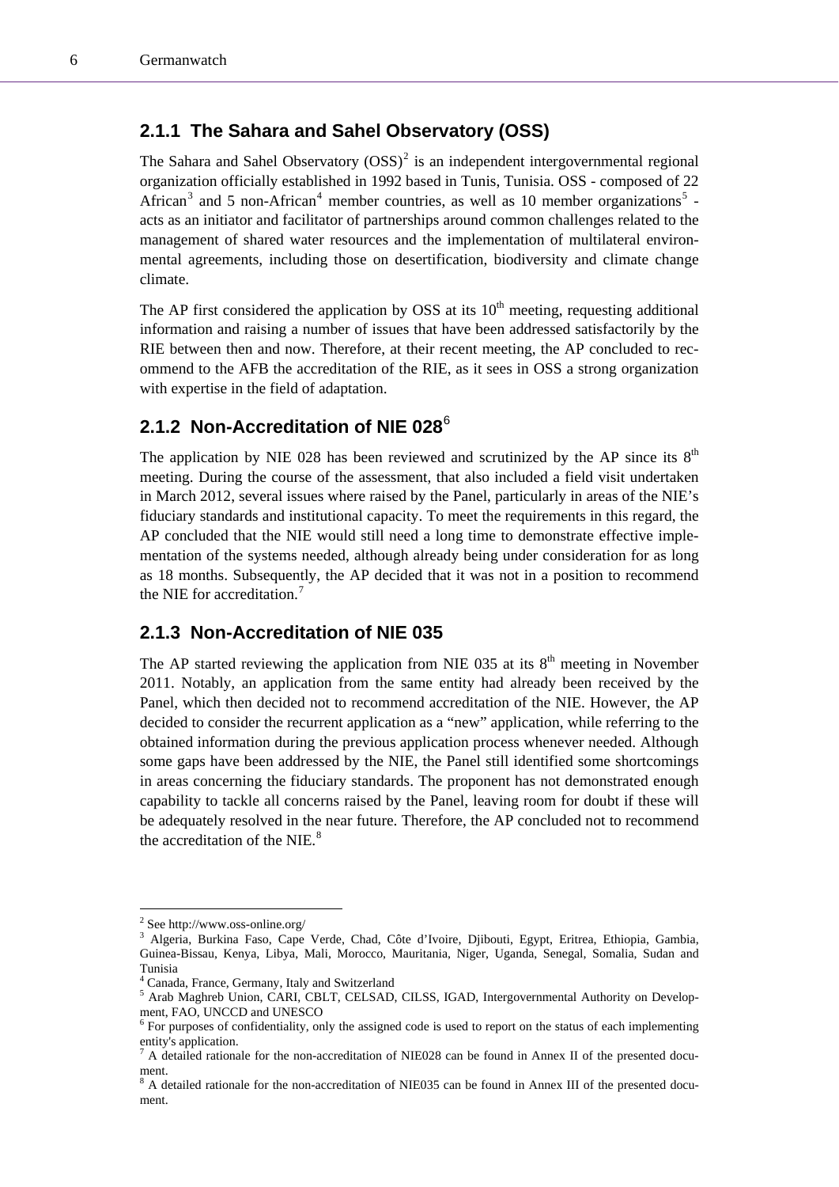### 2.1.1 The Sahara and Sahel Observatory (OSS)

The Sahara and Sahel Observatory (OSS)[2] is an independent intergovernmental regional organization officially established in 1992 based in Tunis, Tunisia. OSS - composed of 22 African[3] and 5 non-African[4] member countries, as well as 10 member organizations[5] - acts as an initiator and facilitator of partnerships around common challenges related to the management of shared water resources and the implementation of multilateral environmental agreements, including those on desertification, biodiversity and climate change climate.

The AP first considered the application by OSS at its 10th meeting, requesting additional information and raising a number of issues that have been addressed satisfactorily by the RIE between then and now. Therefore, at their recent meeting, the AP concluded to recommend to the AFB the accreditation of the RIE, as it sees in OSS a strong organization with expertise in the field of adaptation.

### 2.1.2 Non-Accreditation of NIE 028[6]

The application by NIE 028 has been reviewed and scrutinized by the AP since its 8th meeting. During the course of the assessment, that also included a field visit undertaken in March 2012, several issues where raised by the Panel, particularly in areas of the NIE's fiduciary standards and institutional capacity. To meet the requirements in this regard, the AP concluded that the NIE would still need a long time to demonstrate effective implementation of the systems needed, although already being under consideration for as long as 18 months. Subsequently, the AP decided that it was not in a position to recommend the NIE for accreditation.[7]

### 2.1.3 Non-Accreditation of NIE 035

The AP started reviewing the application from NIE 035 at its 8th meeting in November 2011. Notably, an application from the same entity had already been received by the Panel, which then decided not to recommend accreditation of the NIE. However, the AP decided to consider the recurrent application as a "new" application, while referring to the obtained information during the previous application process whenever needed. Although some gaps have been addressed by the NIE, the Panel still identified some shortcomings in areas concerning the fiduciary standards. The proponent has not demonstrated enough capability to tackle all concerns raised by the Panel, leaving room for doubt if these will be adequately resolved in the near future. Therefore, the AP concluded not to recommend the accreditation of the NIE.[8]

---

[2] See http://www.oss-online.org/

[3] Algeria, Burkina Faso, Cape Verde, Chad, Côte d'Ivoire, Djibouti, Egypt, Eritrea, Ethiopia, Gambia, Guinea-Bissau, Kenya, Libya, Mali, Morocco, Mauritania, Niger, Uganda, Senegal, Somalia, Sudan and Tunisia

[4] Canada, France, Germany, Italy and Switzerland

[5] Arab Maghreb Union, CARI, CBLT, CELSAD, CILSS, IGAD, Intergovernmental Authority on Development, FAO, UNCCD and UNESCO

[6] For purposes of confidentiality, only the assigned code is used to report on the status of each implementing entity's application.

[7] A detailed rationale for the non-accreditation of NIE028 can be found in Annex II of the presented document.

[8] A detailed rationale for the non-accreditation of NIE035 can be found in Annex III of the presented document.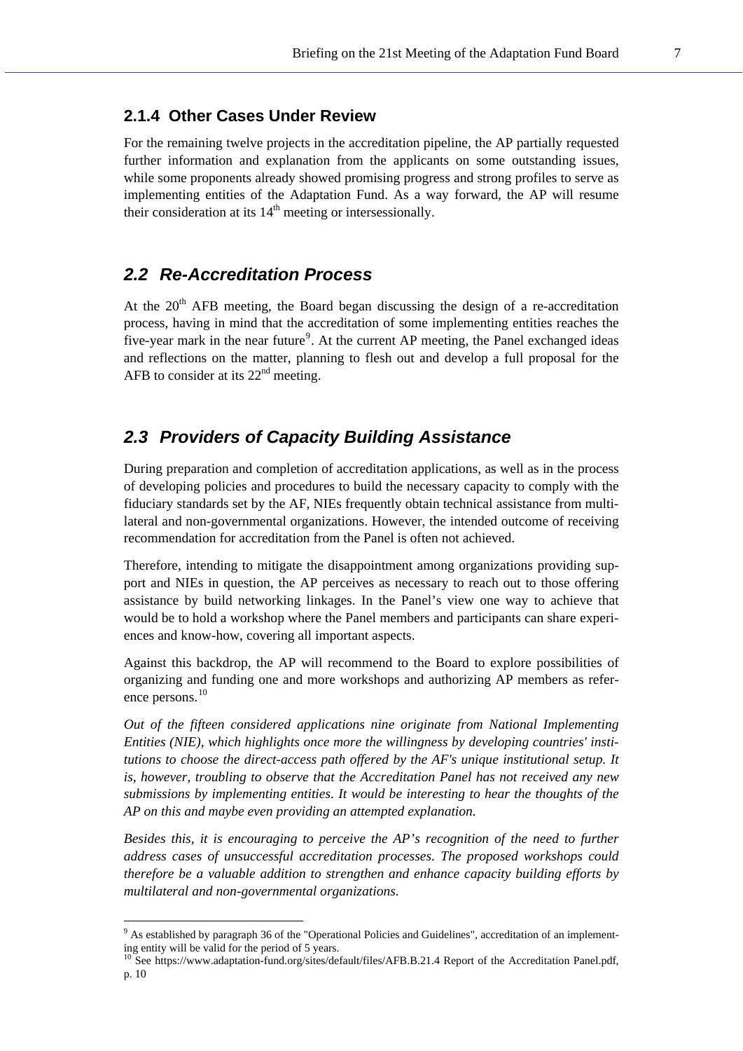### 2.1.4 Other Cases Under Review

For the remaining twelve projects in the accreditation pipeline, the AP partially requested further information and explanation from the applicants on some outstanding issues, while some proponents already showed promising progress and strong profiles to serve as implementing entities of the Adaptation Fund. As a way forward, the AP will resume their consideration at its 14th meeting or intersessionally.

## *2.2 Re-Accreditation Process*

At the 20th AFB meeting, the Board began discussing the design of a re-accreditation process, having in mind that the accreditation of some implementing entities reaches the five-year mark in the near future[9]. At the current AP meeting, the Panel exchanged ideas and reflections on the matter, planning to flesh out and develop a full proposal for the AFB to consider at its 22nd meeting.

## *2.3 Providers of Capacity Building Assistance*

During preparation and completion of accreditation applications, as well as in the process of developing policies and procedures to build the necessary capacity to comply with the fiduciary standards set by the AF, NIEs frequently obtain technical assistance from multilateral and non-governmental organizations. However, the intended outcome of receiving recommendation for accreditation from the Panel is often not achieved.

Therefore, intending to mitigate the disappointment among organizations providing support and NIEs in question, the AP perceives as necessary to reach out to those offering assistance by build networking linkages. In the Panel's view one way to achieve that would be to hold a workshop where the Panel members and participants can share experiences and know-how, covering all important aspects.

Against this backdrop, the AP will recommend to the Board to explore possibilities of organizing and funding one and more workshops and authorizing AP members as reference persons.[10]

*Out of the fifteen considered applications nine originate from National Implementing Entities (NIE), which highlights once more the willingness by developing countries' institutions to choose the direct-access path offered by the AF's unique institutional setup. It is, however, troubling to observe that the Accreditation Panel has not received any new submissions by implementing entities. It would be interesting to hear the thoughts of the AP on this and maybe even providing an attempted explanation.*

*Besides this, it is encouraging to perceive the AP's recognition of the need to further address cases of unsuccessful accreditation processes. The proposed workshops could therefore be a valuable addition to strengthen and enhance capacity building efforts by multilateral and non-governmental organizations.*

---

[9] As established by paragraph 36 of the "Operational Policies and Guidelines", accreditation of an implementing entity will be valid for the period of 5 years.

[10] See https://www.adaptation-fund.org/sites/default/files/AFB.B.21.4 Report of the Accreditation Panel.pdf, p. 10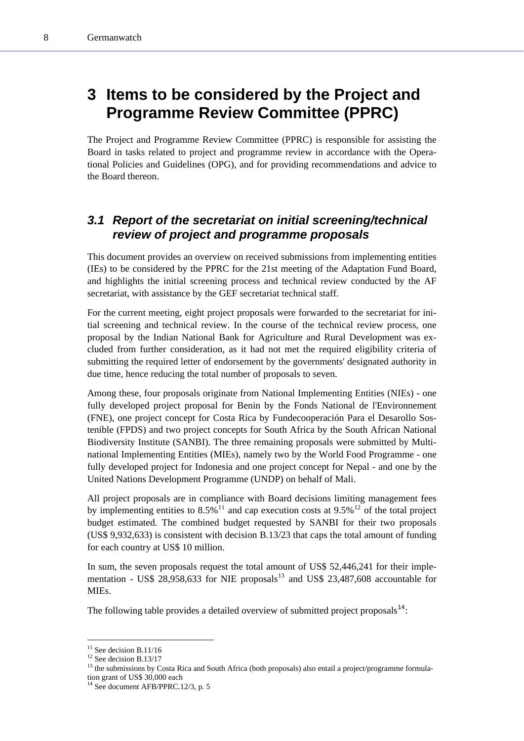# 3 Items to be considered by the Project and Programme Review Committee (PPRC)

The Project and Programme Review Committee (PPRC) is responsible for assisting the Board in tasks related to project and programme review in accordance with the Operational Policies and Guidelines (OPG), and for providing recommendations and advice to the Board thereon.

## *3.1 Report of the secretariat on initial screening/technical review of project and programme proposals*

This document provides an overview on received submissions from implementing entities (IEs) to be considered by the PPRC for the 21st meeting of the Adaptation Fund Board, and highlights the initial screening process and technical review conducted by the AF secretariat, with assistance by the GEF secretariat technical staff.

For the current meeting, eight project proposals were forwarded to the secretariat for initial screening and technical review. In the course of the technical review process, one proposal by the Indian National Bank for Agriculture and Rural Development was excluded from further consideration, as it had not met the required eligibility criteria of submitting the required letter of endorsement by the governments' designated authority in due time, hence reducing the total number of proposals to seven.

Among these, four proposals originate from National Implementing Entities (NIEs) - one fully developed project proposal for Benin by the Fonds National de l'Environnement (FNE), one project concept for Costa Rica by Fundecooperación Para el Desarollo Sostenible (FPDS) and two project concepts for South Africa by the South African National Biodiversity Institute (SANBI). The three remaining proposals were submitted by Multinational Implementing Entities (MIEs), namely two by the World Food Programme - one fully developed project for Indonesia and one project concept for Nepal - and one by the United Nations Development Programme (UNDP) on behalf of Mali.

All project proposals are in compliance with Board decisions limiting management fees by implementing entities to 8.5%[11] and cap execution costs at 9.5%[12] of the total project budget estimated. The combined budget requested by SANBI for their two proposals (US$ 9,932,633) is consistent with decision B.13/23 that caps the total amount of funding for each country at US$ 10 million.

In sum, the seven proposals request the total amount of US$ 52,446,241 for their implementation - US$ 28,958,633 for NIE proposals[13] and US$ 23,487,608 accountable for MIEs.

The following table provides a detailed overview of submitted project proposals[14]:

---

[11] See decision B.11/16

[12] See decision B.13/17

[13] the submissions by Costa Rica and South Africa (both proposals) also entail a project/programme formulation grant of US$ 30,000 each

[14] See document AFB/PPRC.12/3, p. 5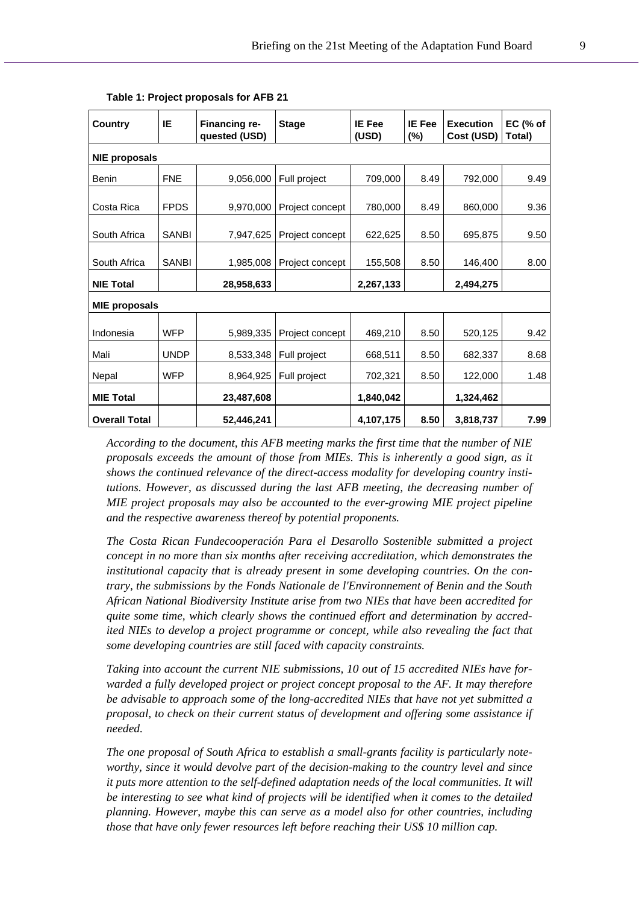**Table 1: Project proposals for AFB 21**

| Country | IE | Financing requested (USD) | Stage | IE Fee (USD) | IE Fee (%) | Execution Cost (USD) | EC (% of Total) |
|---|---|---|---|---|---|---|---|
| **NIE proposals** | | | | | | | |
| Benin | FNE | 9,056,000 | Full project | 709,000 | 8.49 | 792,000 | 9.49 |
| Costa Rica | FPDS | 9,970,000 | Project concept | 780,000 | 8.49 | 860,000 | 9.36 |
| South Africa | SANBI | 7,947,625 | Project concept | 622,625 | 8.50 | 695,875 | 9.50 |
| South Africa | SANBI | 1,985,008 | Project concept | 155,508 | 8.50 | 146,400 | 8.00 |
| **NIE Total** | | **28,958,633** | | **2,267,133** | | **2,494,275** | |
| **MIE proposals** | | | | | | | |
| Indonesia | WFP | 5,989,335 | Project concept | 469,210 | 8.50 | 520,125 | 9.42 |
| Mali | UNDP | 8,533,348 | Full project | 668,511 | 8.50 | 682,337 | 8.68 |
| Nepal | WFP | 8,964,925 | Full project | 702,321 | 8.50 | 122,000 | 1.48 |
| **MIE Total** | | **23,487,608** | | **1,840,042** | | **1,324,462** | |
| **Overall Total** | | **52,446,241** | | **4,107,175** | **8.50** | **3,818,737** | **7.99** |

*According to the document, this AFB meeting marks the first time that the number of NIE proposals exceeds the amount of those from MIEs. This is inherently a good sign, as it shows the continued relevance of the direct-access modality for developing country institutions. However, as discussed during the last AFB meeting, the decreasing number of MIE project proposals may also be accounted to the ever-growing MIE project pipeline and the respective awareness thereof by potential proponents.*

*The Costa Rican Fundecooperación Para el Desarollo Sostenible submitted a project concept in no more than six months after receiving accreditation, which demonstrates the institutional capacity that is already present in some developing countries. On the contrary, the submissions by the Fonds Nationale de l'Environnement of Benin and the South African National Biodiversity Institute arise from two NIEs that have been accredited for quite some time, which clearly shows the continued effort and determination by accredited NIEs to develop a project programme or concept, while also revealing the fact that some developing countries are still faced with capacity constraints.*

*Taking into account the current NIE submissions, 10 out of 15 accredited NIEs have forwarded a fully developed project or project concept proposal to the AF. It may therefore be advisable to approach some of the long-accredited NIEs that have not yet submitted a proposal, to check on their current status of development and offering some assistance if needed.*

*The one proposal of South Africa to establish a small-grants facility is particularly noteworthy, since it would devolve part of the decision-making to the country level and since it puts more attention to the self-defined adaptation needs of the local communities. It will be interesting to see what kind of projects will be identified when it comes to the detailed planning. However, maybe this can serve as a model also for other countries, including those that have only fewer resources left before reaching their US$ 10 million cap.*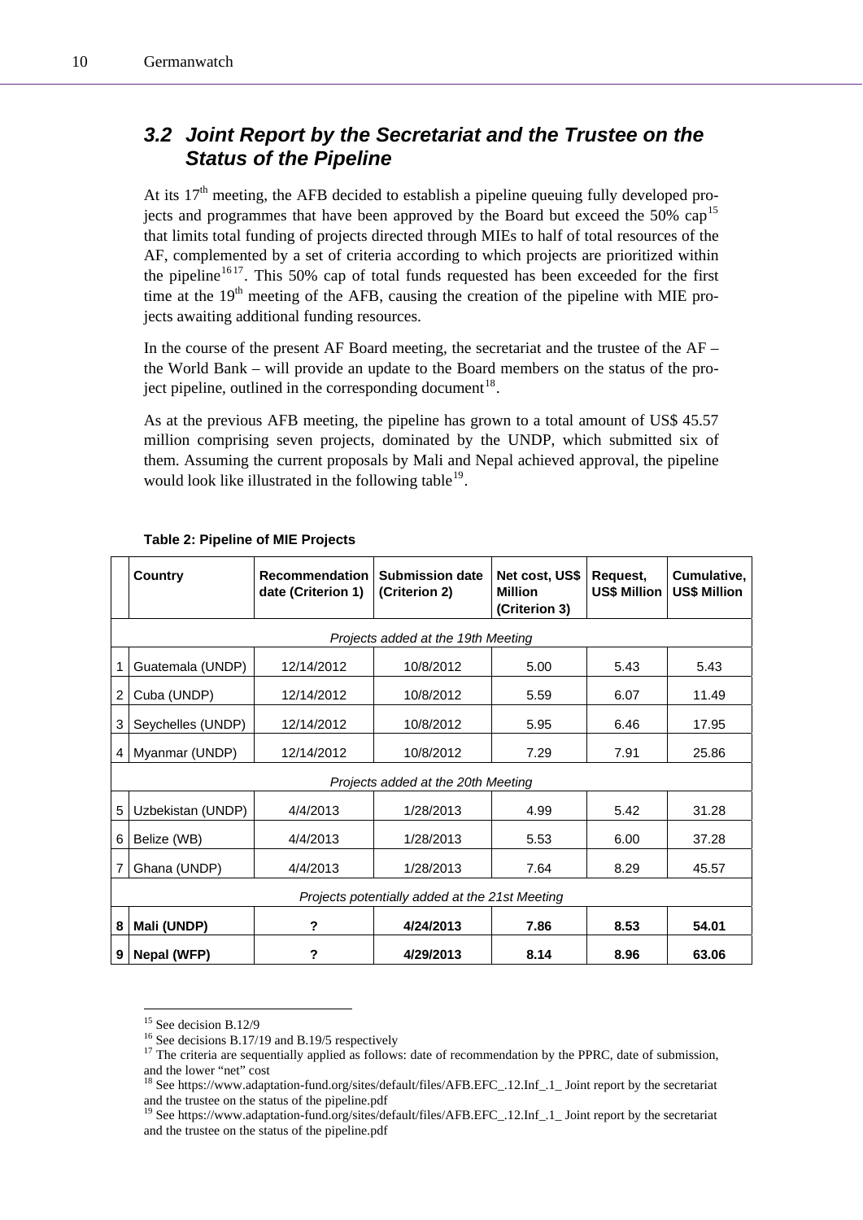## 3.2 Joint Report by the Secretariat and the Trustee on the Status of the Pipeline

At its 17th meeting, the AFB decided to establish a pipeline queuing fully developed projects and programmes that have been approved by the Board but exceed the 50% cap[15] that limits total funding of projects directed through MIEs to half of total resources of the AF, complemented by a set of criteria according to which projects are prioritized within the pipeline[16][17]. This 50% cap of total funds requested has been exceeded for the first time at the 19th meeting of the AFB, causing the creation of the pipeline with MIE projects awaiting additional funding resources.

In the course of the present AF Board meeting, the secretariat and the trustee of the AF – the World Bank – will provide an update to the Board members on the status of the project pipeline, outlined in the corresponding document[18].

As at the previous AFB meeting, the pipeline has grown to a total amount of US$ 45.57 million comprising seven projects, dominated by the UNDP, which submitted six of them. Assuming the current proposals by Mali and Nepal achieved approval, the pipeline would look like illustrated in the following table[19].

**Table 2: Pipeline of MIE Projects**

| | Country | Recommendation date (Criterion 1) | Submission date (Criterion 2) | Net cost, US$ Million (Criterion 3) | Request, US$ Million | Cumulative, US$ Million |
|---|---|---|---|---|---|---|
| | *Projects added at the 19th Meeting* | | | | | |
| 1 | Guatemala (UNDP) | 12/14/2012 | 10/8/2012 | 5.00 | 5.43 | 5.43 |
| 2 | Cuba (UNDP) | 12/14/2012 | 10/8/2012 | 5.59 | 6.07 | 11.49 |
| 3 | Seychelles (UNDP) | 12/14/2012 | 10/8/2012 | 5.95 | 6.46 | 17.95 |
| 4 | Myanmar (UNDP) | 12/14/2012 | 10/8/2012 | 7.29 | 7.91 | 25.86 |
| | *Projects added at the 20th Meeting* | | | | | |
| 5 | Uzbekistan (UNDP) | 4/4/2013 | 1/28/2013 | 4.99 | 5.42 | 31.28 |
| 6 | Belize (WB) | 4/4/2013 | 1/28/2013 | 5.53 | 6.00 | 37.28 |
| 7 | Ghana (UNDP) | 4/4/2013 | 1/28/2013 | 7.64 | 8.29 | 45.57 |
| | *Projects potentially added at the 21st Meeting* | | | | | |
| **8** | **Mali (UNDP)** | **?** | **4/24/2013** | **7.86** | **8.53** | **54.01** |
| **9** | **Nepal (WFP)** | **?** | **4/29/2013** | **8.14** | **8.96** | **63.06** |

---

[15] See decision B.12/9

[16] See decisions B.17/19 and B.19/5 respectively

[17] The criteria are sequentially applied as follows: date of recommendation by the PPRC, date of submission, and the lower "net" cost

[18] See https://www.adaptation-fund.org/sites/default/files/AFB.EFC_.12.Inf_.1_ Joint report by the secretariat and the trustee on the status of the pipeline.pdf

[19] See https://www.adaptation-fund.org/sites/default/files/AFB.EFC_.12.Inf_.1_ Joint report by the secretariat and the trustee on the status of the pipeline.pdf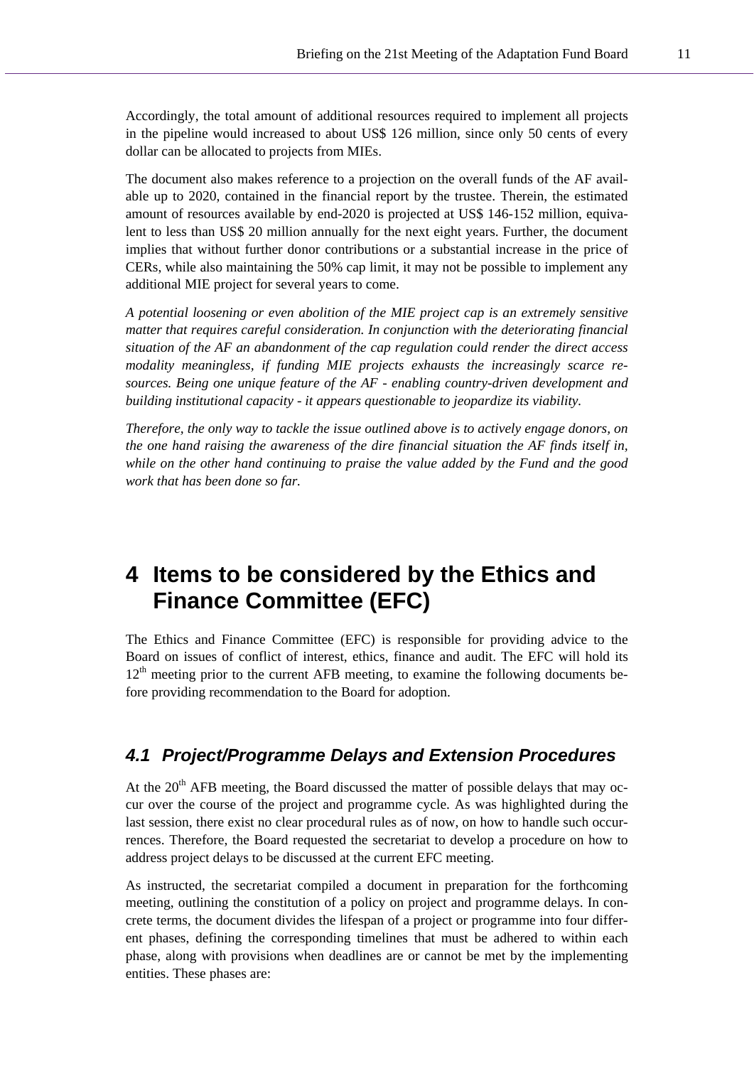Accordingly, the total amount of additional resources required to implement all projects in the pipeline would increased to about US$ 126 million, since only 50 cents of every dollar can be allocated to projects from MIEs.

The document also makes reference to a projection on the overall funds of the AF available up to 2020, contained in the financial report by the trustee. Therein, the estimated amount of resources available by end-2020 is projected at US$ 146-152 million, equivalent to less than US$ 20 million annually for the next eight years. Further, the document implies that without further donor contributions or a substantial increase in the price of CERs, while also maintaining the 50% cap limit, it may not be possible to implement any additional MIE project for several years to come.

*A potential loosening or even abolition of the MIE project cap is an extremely sensitive matter that requires careful consideration. In conjunction with the deteriorating financial situation of the AF an abandonment of the cap regulation could render the direct access modality meaningless, if funding MIE projects exhausts the increasingly scarce resources. Being one unique feature of the AF - enabling country-driven development and building institutional capacity - it appears questionable to jeopardize its viability.*

*Therefore, the only way to tackle the issue outlined above is to actively engage donors, on the one hand raising the awareness of the dire financial situation the AF finds itself in, while on the other hand continuing to praise the value added by the Fund and the good work that has been done so far.*

# 4 Items to be considered by the Ethics and Finance Committee (EFC)

The Ethics and Finance Committee (EFC) is responsible for providing advice to the Board on issues of conflict of interest, ethics, finance and audit. The EFC will hold its 12th meeting prior to the current AFB meeting, to examine the following documents before providing recommendation to the Board for adoption.

## *4.1 Project/Programme Delays and Extension Procedures*

At the 20th AFB meeting, the Board discussed the matter of possible delays that may occur over the course of the project and programme cycle. As was highlighted during the last session, there exist no clear procedural rules as of now, on how to handle such occurrences. Therefore, the Board requested the secretariat to develop a procedure on how to address project delays to be discussed at the current EFC meeting.

As instructed, the secretariat compiled a document in preparation for the forthcoming meeting, outlining the constitution of a policy on project and programme delays. In concrete terms, the document divides the lifespan of a project or programme into four different phases, defining the corresponding timelines that must be adhered to within each phase, along with provisions when deadlines are or cannot be met by the implementing entities. These phases are: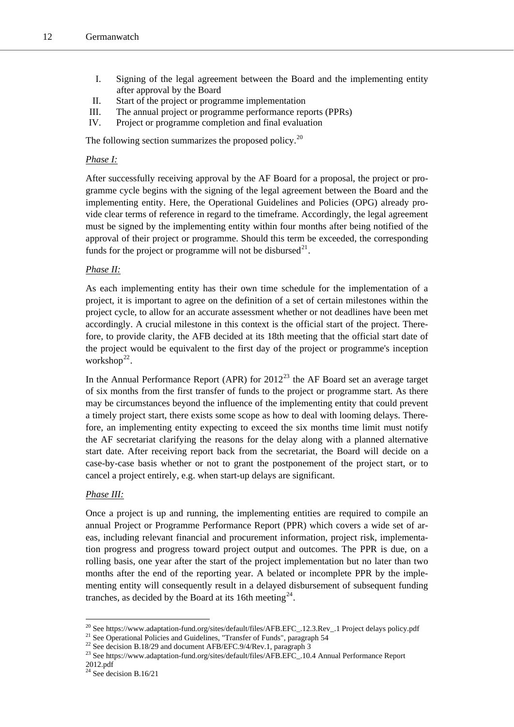I. Signing of the legal agreement between the Board and the implementing entity after approval by the Board
II. Start of the project or programme implementation
III. The annual project or programme performance reports (PPRs)
IV. Project or programme completion and final evaluation

The following section summarizes the proposed policy.[20]

*Phase I:*

After successfully receiving approval by the AF Board for a proposal, the project or programme cycle begins with the signing of the legal agreement between the Board and the implementing entity. Here, the Operational Guidelines and Policies (OPG) already provide clear terms of reference in regard to the timeframe. Accordingly, the legal agreement must be signed by the implementing entity within four months after being notified of the approval of their project or programme. Should this term be exceeded, the corresponding funds for the project or programme will not be disbursed[21].

*Phase II:*

As each implementing entity has their own time schedule for the implementation of a project, it is important to agree on the definition of a set of certain milestones within the project cycle, to allow for an accurate assessment whether or not deadlines have been met accordingly. A crucial milestone in this context is the official start of the project. Therefore, to provide clarity, the AFB decided at its 18th meeting that the official start date of the project would be equivalent to the first day of the project or programme's inception workshop[22].

In the Annual Performance Report (APR) for 2012[23] the AF Board set an average target of six months from the first transfer of funds to the project or programme start. As there may be circumstances beyond the influence of the implementing entity that could prevent a timely project start, there exists some scope as how to deal with looming delays. Therefore, an implementing entity expecting to exceed the six months time limit must notify the AF secretariat clarifying the reasons for the delay along with a planned alternative start date. After receiving report back from the secretariat, the Board will decide on a case-by-case basis whether or not to grant the postponement of the project start, or to cancel a project entirely, e.g. when start-up delays are significant.

*Phase III:*

Once a project is up and running, the implementing entities are required to compile an annual Project or Programme Performance Report (PPR) which covers a wide set of areas, including relevant financial and procurement information, project risk, implementation progress and progress toward project output and outcomes. The PPR is due, on a rolling basis, one year after the start of the project implementation but no later than two months after the end of the reporting year. A belated or incomplete PPR by the implementing entity will consequently result in a delayed disbursement of subsequent funding tranches, as decided by the Board at its 16th meeting[24].

---

[20] See https://www.adaptation-fund.org/sites/default/files/AFB.EFC_.12.3.Rev_.1 Project delays policy.pdf
[21] See Operational Policies and Guidelines, "Transfer of Funds", paragraph 54
[22] See decision B.18/29 and document AFB/EFC.9/4/Rev.1, paragraph 3
[23] See https://www.adaptation-fund.org/sites/default/files/AFB.EFC_.10.4 Annual Performance Report 2012.pdf
[24] See decision B.16/21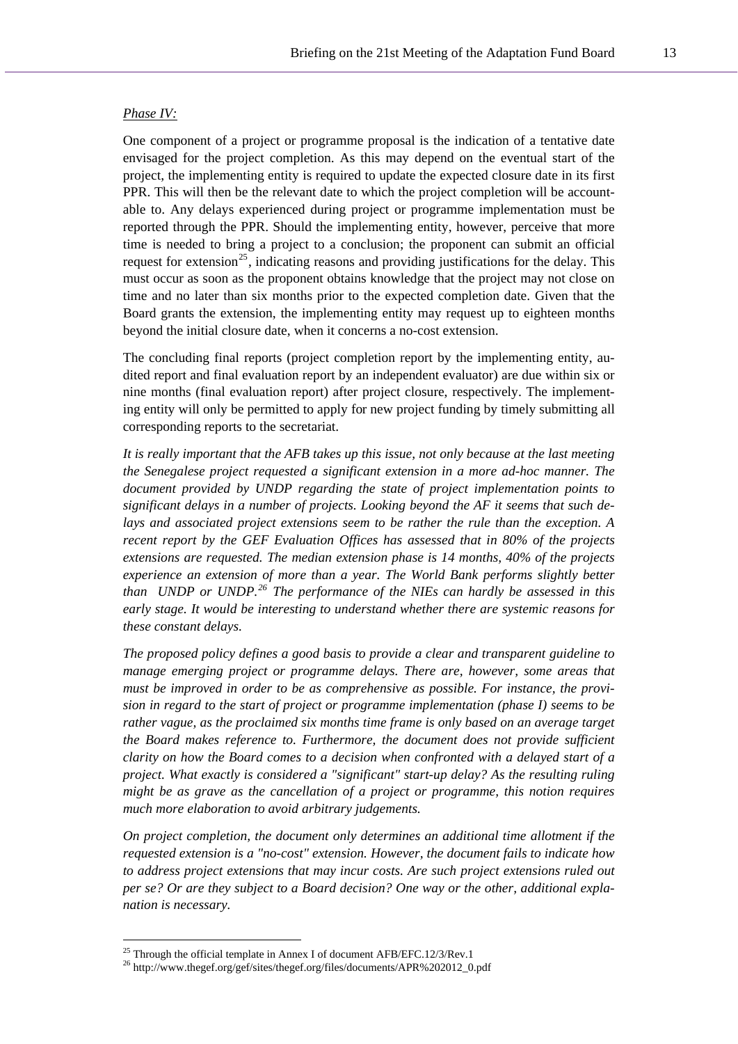*Phase IV:*

One component of a project or programme proposal is the indication of a tentative date envisaged for the project completion. As this may depend on the eventual start of the project, the implementing entity is required to update the expected closure date in its first PPR. This will then be the relevant date to which the project completion will be accountable to. Any delays experienced during project or programme implementation must be reported through the PPR. Should the implementing entity, however, perceive that more time is needed to bring a project to a conclusion; the proponent can submit an official request for extension[25], indicating reasons and providing justifications for the delay. This must occur as soon as the proponent obtains knowledge that the project may not close on time and no later than six months prior to the expected completion date. Given that the Board grants the extension, the implementing entity may request up to eighteen months beyond the initial closure date, when it concerns a no-cost extension.

The concluding final reports (project completion report by the implementing entity, audited report and final evaluation report by an independent evaluator) are due within six or nine months (final evaluation report) after project closure, respectively. The implementing entity will only be permitted to apply for new project funding by timely submitting all corresponding reports to the secretariat.

*It is really important that the AFB takes up this issue, not only because at the last meeting the Senegalese project requested a significant extension in a more ad-hoc manner. The document provided by UNDP regarding the state of project implementation points to significant delays in a number of projects. Looking beyond the AF it seems that such delays and associated project extensions seem to be rather the rule than the exception. A recent report by the GEF Evaluation Offices has assessed that in 80% of the projects extensions are requested. The median extension phase is 14 months, 40% of the projects experience an extension of more than a year. The World Bank performs slightly better than UNDP or UNDP.[26] The performance of the NIEs can hardly be assessed in this early stage. It would be interesting to understand whether there are systemic reasons for these constant delays.*

*The proposed policy defines a good basis to provide a clear and transparent guideline to manage emerging project or programme delays. There are, however, some areas that must be improved in order to be as comprehensive as possible. For instance, the provision in regard to the start of project or programme implementation (phase I) seems to be rather vague, as the proclaimed six months time frame is only based on an average target the Board makes reference to. Furthermore, the document does not provide sufficient clarity on how the Board comes to a decision when confronted with a delayed start of a project. What exactly is considered a "significant" start-up delay? As the resulting ruling might be as grave as the cancellation of a project or programme, this notion requires much more elaboration to avoid arbitrary judgements.*

*On project completion, the document only determines an additional time allotment if the requested extension is a "no-cost" extension. However, the document fails to indicate how to address project extensions that may incur costs. Are such project extensions ruled out per se? Or are they subject to a Board decision? One way or the other, additional explanation is necessary.*

[25] Through the official template in Annex I of document AFB/EFC.12/3/Rev.1

[26] http://www.thegef.org/gef/sites/thegef.org/files/documents/APR%202012_0.pdf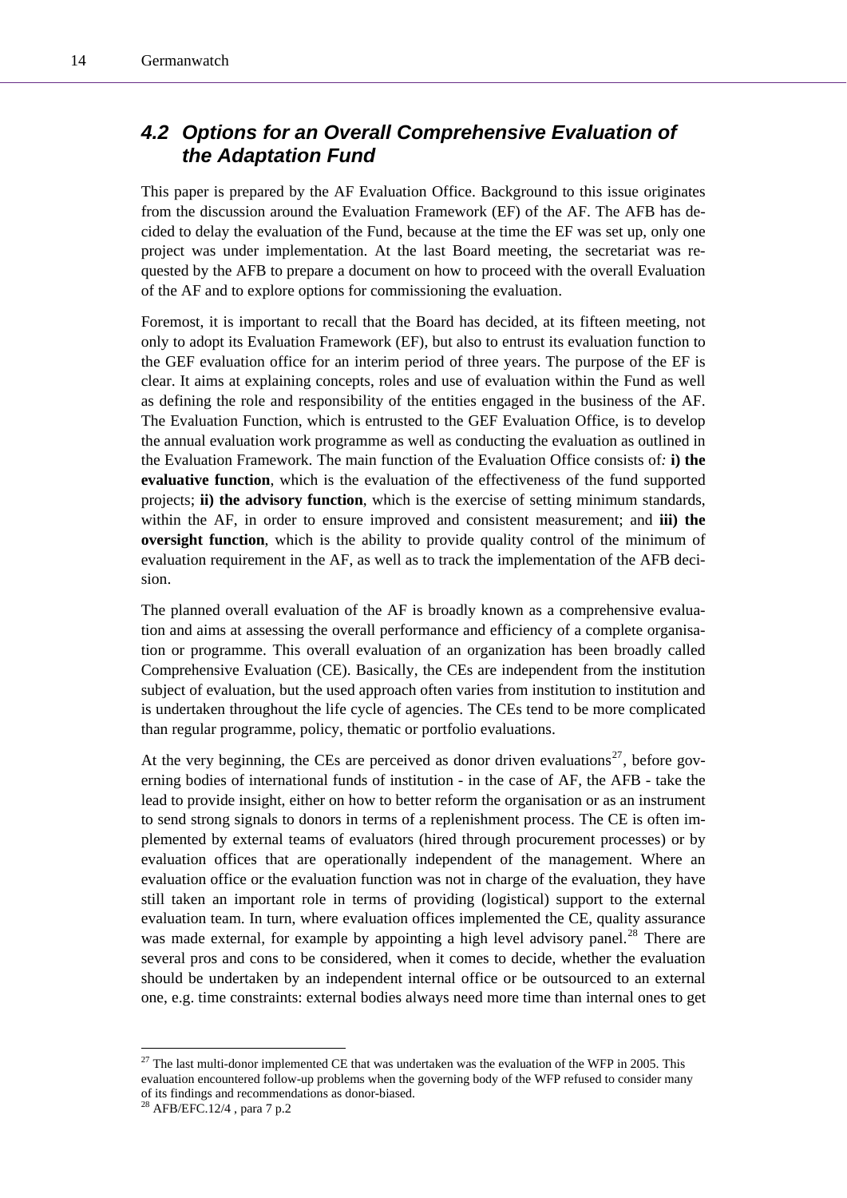## *4.2 Options for an Overall Comprehensive Evaluation of the Adaptation Fund*

This paper is prepared by the AF Evaluation Office. Background to this issue originates from the discussion around the Evaluation Framework (EF) of the AF. The AFB has decided to delay the evaluation of the Fund, because at the time the EF was set up, only one project was under implementation. At the last Board meeting, the secretariat was requested by the AFB to prepare a document on how to proceed with the overall Evaluation of the AF and to explore options for commissioning the evaluation.

Foremost, it is important to recall that the Board has decided, at its fifteen meeting, not only to adopt its Evaluation Framework (EF), but also to entrust its evaluation function to the GEF evaluation office for an interim period of three years. The purpose of the EF is clear. It aims at explaining concepts, roles and use of evaluation within the Fund as well as defining the role and responsibility of the entities engaged in the business of the AF. The Evaluation Function, which is entrusted to the GEF Evaluation Office, is to develop the annual evaluation work programme as well as conducting the evaluation as outlined in the Evaluation Framework. The main function of the Evaluation Office consists of*:* **i) the evaluative function**, which is the evaluation of the effectiveness of the fund supported projects; **ii) the advisory function**, which is the exercise of setting minimum standards, within the AF, in order to ensure improved and consistent measurement; and **iii) the oversight function**, which is the ability to provide quality control of the minimum of evaluation requirement in the AF, as well as to track the implementation of the AFB decision.

The planned overall evaluation of the AF is broadly known as a comprehensive evaluation and aims at assessing the overall performance and efficiency of a complete organisation or programme. This overall evaluation of an organization has been broadly called Comprehensive Evaluation (CE). Basically, the CEs are independent from the institution subject of evaluation, but the used approach often varies from institution to institution and is undertaken throughout the life cycle of agencies. The CEs tend to be more complicated than regular programme, policy, thematic or portfolio evaluations.

At the very beginning, the CEs are perceived as donor driven evaluations[27], before governing bodies of international funds of institution - in the case of AF, the AFB - take the lead to provide insight, either on how to better reform the organisation or as an instrument to send strong signals to donors in terms of a replenishment process. The CE is often implemented by external teams of evaluators (hired through procurement processes) or by evaluation offices that are operationally independent of the management. Where an evaluation office or the evaluation function was not in charge of the evaluation, they have still taken an important role in terms of providing (logistical) support to the external evaluation team. In turn, where evaluation offices implemented the CE, quality assurance was made external, for example by appointing a high level advisory panel.[28] There are several pros and cons to be considered, when it comes to decide, whether the evaluation should be undertaken by an independent internal office or be outsourced to an external one, e.g. time constraints: external bodies always need more time than internal ones to get

---

[27] The last multi-donor implemented CE that was undertaken was the evaluation of the WFP in 2005. This evaluation encountered follow-up problems when the governing body of the WFP refused to consider many of its findings and recommendations as donor-biased.

[28] AFB/EFC.12/4 , para 7 p.2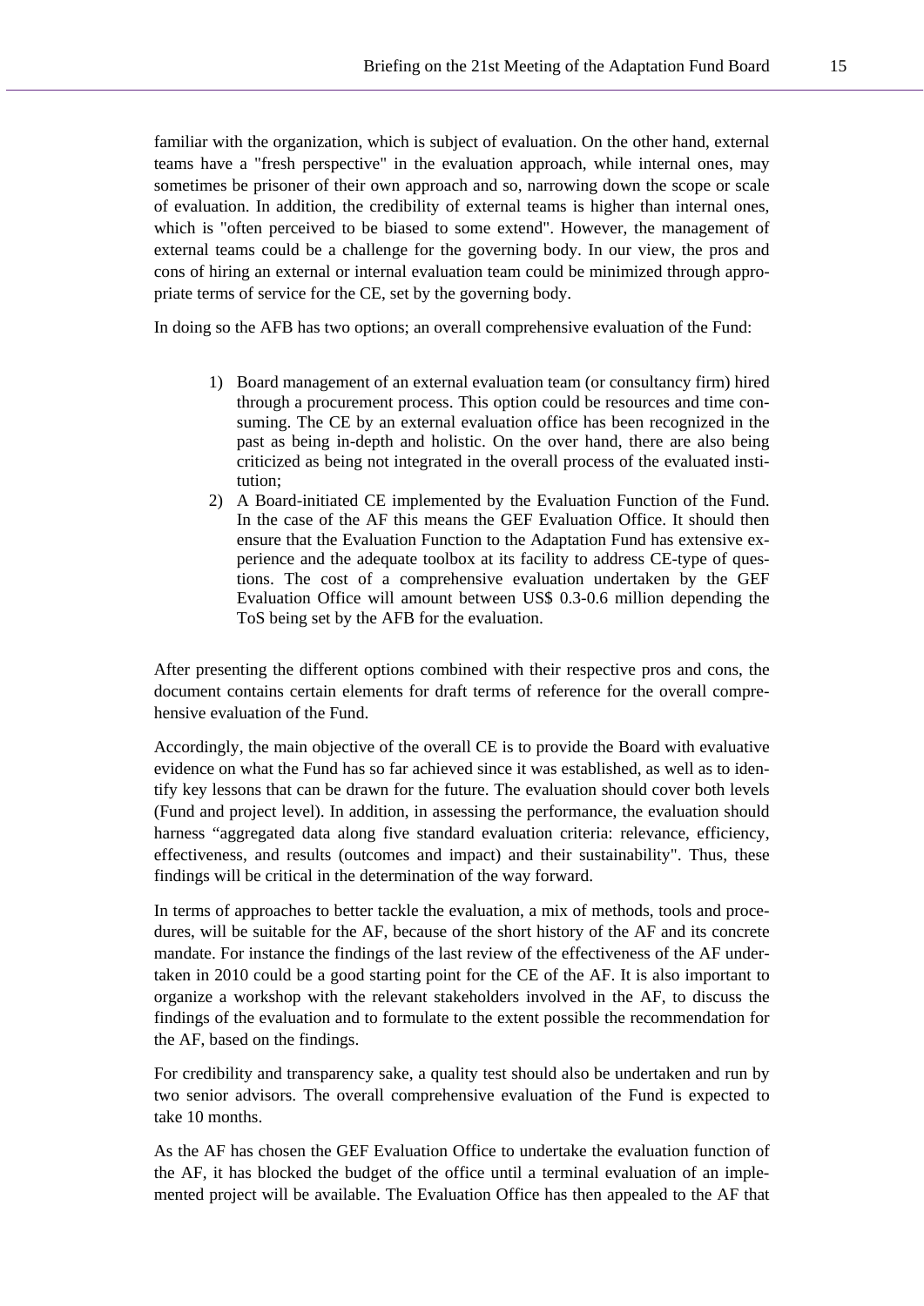familiar with the organization, which is subject of evaluation. On the other hand, external teams have a "fresh perspective" in the evaluation approach, while internal ones, may sometimes be prisoner of their own approach and so, narrowing down the scope or scale of evaluation. In addition, the credibility of external teams is higher than internal ones, which is "often perceived to be biased to some extend". However, the management of external teams could be a challenge for the governing body. In our view, the pros and cons of hiring an external or internal evaluation team could be minimized through appropriate terms of service for the CE, set by the governing body.

In doing so the AFB has two options; an overall comprehensive evaluation of the Fund:

1) Board management of an external evaluation team (or consultancy firm) hired through a procurement process. This option could be resources and time consuming. The CE by an external evaluation office has been recognized in the past as being in-depth and holistic. On the over hand, there are also being criticized as being not integrated in the overall process of the evaluated institution;
2) A Board-initiated CE implemented by the Evaluation Function of the Fund. In the case of the AF this means the GEF Evaluation Office. It should then ensure that the Evaluation Function to the Adaptation Fund has extensive experience and the adequate toolbox at its facility to address CE-type of questions. The cost of a comprehensive evaluation undertaken by the GEF Evaluation Office will amount between US$ 0.3-0.6 million depending the ToS being set by the AFB for the evaluation.

After presenting the different options combined with their respective pros and cons, the document contains certain elements for draft terms of reference for the overall comprehensive evaluation of the Fund.

Accordingly, the main objective of the overall CE is to provide the Board with evaluative evidence on what the Fund has so far achieved since it was established, as well as to identify key lessons that can be drawn for the future. The evaluation should cover both levels (Fund and project level). In addition, in assessing the performance, the evaluation should harness "aggregated data along five standard evaluation criteria: relevance, efficiency, effectiveness, and results (outcomes and impact) and their sustainability". Thus, these findings will be critical in the determination of the way forward.

In terms of approaches to better tackle the evaluation, a mix of methods, tools and procedures, will be suitable for the AF, because of the short history of the AF and its concrete mandate. For instance the findings of the last review of the effectiveness of the AF undertaken in 2010 could be a good starting point for the CE of the AF. It is also important to organize a workshop with the relevant stakeholders involved in the AF, to discuss the findings of the evaluation and to formulate to the extent possible the recommendation for the AF, based on the findings.

For credibility and transparency sake, a quality test should also be undertaken and run by two senior advisors. The overall comprehensive evaluation of the Fund is expected to take 10 months.

As the AF has chosen the GEF Evaluation Office to undertake the evaluation function of the AF, it has blocked the budget of the office until a terminal evaluation of an implemented project will be available. The Evaluation Office has then appealed to the AF that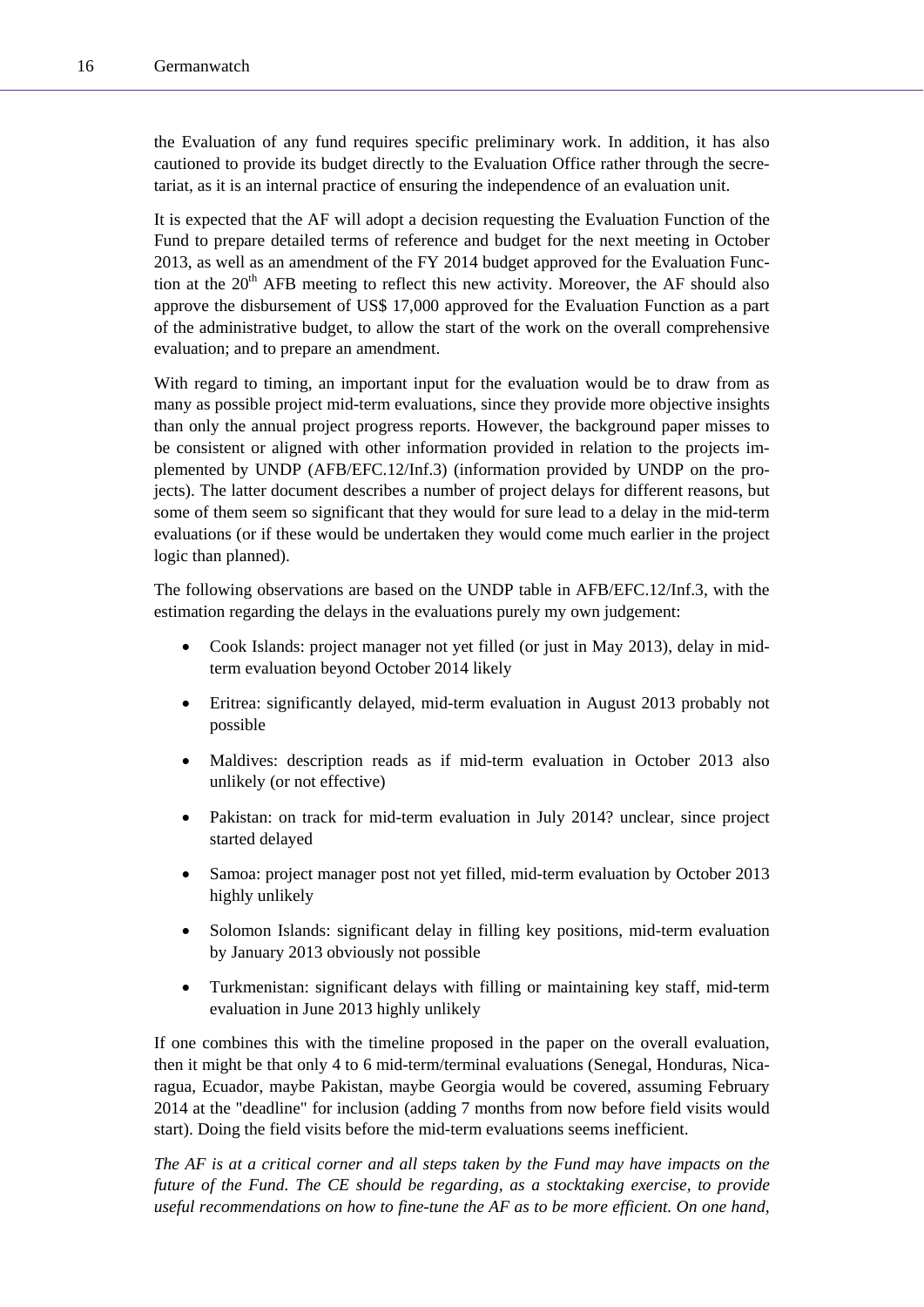the Evaluation of any fund requires specific preliminary work. In addition, it has also cautioned to provide its budget directly to the Evaluation Office rather through the secretariat, as it is an internal practice of ensuring the independence of an evaluation unit.

It is expected that the AF will adopt a decision requesting the Evaluation Function of the Fund to prepare detailed terms of reference and budget for the next meeting in October 2013, as well as an amendment of the FY 2014 budget approved for the Evaluation Function at the 20th AFB meeting to reflect this new activity. Moreover, the AF should also approve the disbursement of US$ 17,000 approved for the Evaluation Function as a part of the administrative budget, to allow the start of the work on the overall comprehensive evaluation; and to prepare an amendment.

With regard to timing, an important input for the evaluation would be to draw from as many as possible project mid-term evaluations, since they provide more objective insights than only the annual project progress reports. However, the background paper misses to be consistent or aligned with other information provided in relation to the projects implemented by UNDP (AFB/EFC.12/Inf.3) (information provided by UNDP on the projects). The latter document describes a number of project delays for different reasons, but some of them seem so significant that they would for sure lead to a delay in the mid-term evaluations (or if these would be undertaken they would come much earlier in the project logic than planned).

The following observations are based on the UNDP table in AFB/EFC.12/Inf.3, with the estimation regarding the delays in the evaluations purely my own judgement:

- Cook Islands: project manager not yet filled (or just in May 2013), delay in mid-term evaluation beyond October 2014 likely
- Eritrea: significantly delayed, mid-term evaluation in August 2013 probably not possible
- Maldives: description reads as if mid-term evaluation in October 2013 also unlikely (or not effective)
- Pakistan: on track for mid-term evaluation in July 2014? unclear, since project started delayed
- Samoa: project manager post not yet filled, mid-term evaluation by October 2013 highly unlikely
- Solomon Islands: significant delay in filling key positions, mid-term evaluation by January 2013 obviously not possible
- Turkmenistan: significant delays with filling or maintaining key staff, mid-term evaluation in June 2013 highly unlikely

If one combines this with the timeline proposed in the paper on the overall evaluation, then it might be that only 4 to 6 mid-term/terminal evaluations (Senegal, Honduras, Nicaragua, Ecuador, maybe Pakistan, maybe Georgia would be covered, assuming February 2014 at the "deadline" for inclusion (adding 7 months from now before field visits would start). Doing the field visits before the mid-term evaluations seems inefficient.

*The AF is at a critical corner and all steps taken by the Fund may have impacts on the future of the Fund. The CE should be regarding, as a stocktaking exercise, to provide useful recommendations on how to fine-tune the AF as to be more efficient. On one hand,*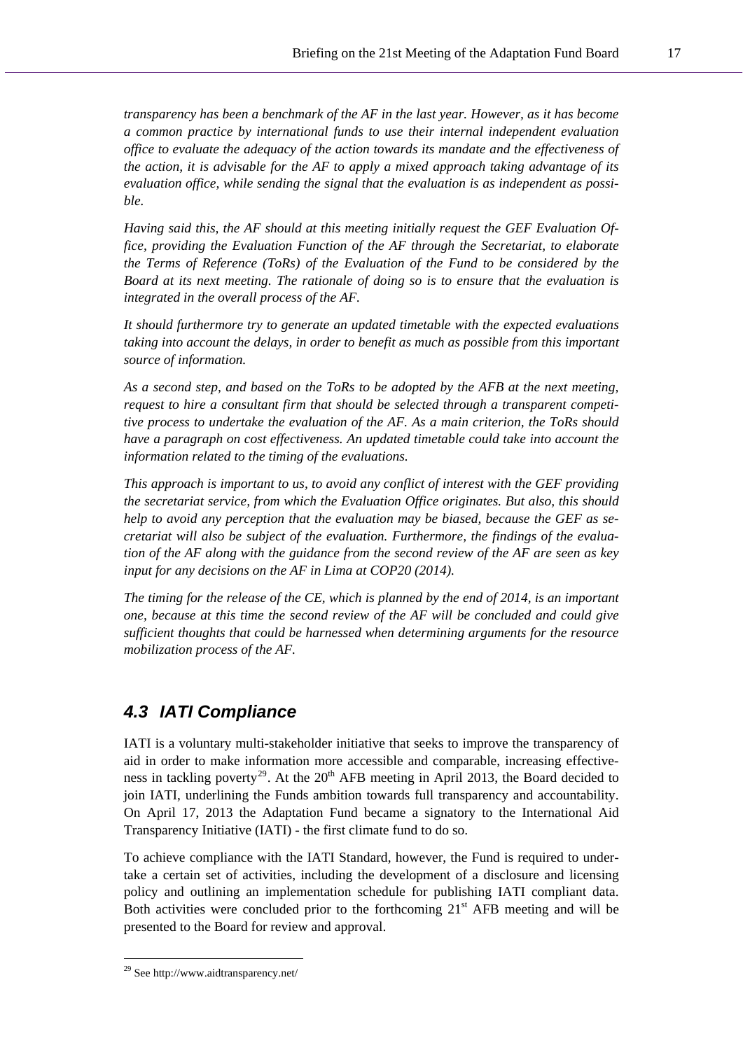*transparency has been a benchmark of the AF in the last year. However, as it has become a common practice by international funds to use their internal independent evaluation office to evaluate the adequacy of the action towards its mandate and the effectiveness of the action, it is advisable for the AF to apply a mixed approach taking advantage of its evaluation office, while sending the signal that the evaluation is as independent as possible.*

*Having said this, the AF should at this meeting initially request the GEF Evaluation Office, providing the Evaluation Function of the AF through the Secretariat, to elaborate the Terms of Reference (ToRs) of the Evaluation of the Fund to be considered by the Board at its next meeting. The rationale of doing so is to ensure that the evaluation is integrated in the overall process of the AF.*

*It should furthermore try to generate an updated timetable with the expected evaluations taking into account the delays, in order to benefit as much as possible from this important source of information.*

*As a second step, and based on the ToRs to be adopted by the AFB at the next meeting, request to hire a consultant firm that should be selected through a transparent competitive process to undertake the evaluation of the AF. As a main criterion, the ToRs should have a paragraph on cost effectiveness. An updated timetable could take into account the information related to the timing of the evaluations.*

*This approach is important to us, to avoid any conflict of interest with the GEF providing the secretariat service, from which the Evaluation Office originates. But also, this should help to avoid any perception that the evaluation may be biased, because the GEF as secretariat will also be subject of the evaluation. Furthermore, the findings of the evaluation of the AF along with the guidance from the second review of the AF are seen as key input for any decisions on the AF in Lima at COP20 (2014).*

*The timing for the release of the CE, which is planned by the end of 2014, is an important one, because at this time the second review of the AF will be concluded and could give sufficient thoughts that could be harnessed when determining arguments for the resource mobilization process of the AF.*

## 4.3 IATI Compliance

IATI is a voluntary multi-stakeholder initiative that seeks to improve the transparency of aid in order to make information more accessible and comparable, increasing effectiveness in tackling poverty[29]. At the 20th AFB meeting in April 2013, the Board decided to join IATI, underlining the Funds ambition towards full transparency and accountability. On April 17, 2013 the Adaptation Fund became a signatory to the International Aid Transparency Initiative (IATI) - the first climate fund to do so.

To achieve compliance with the IATI Standard, however, the Fund is required to undertake a certain set of activities, including the development of a disclosure and licensing policy and outlining an implementation schedule for publishing IATI compliant data. Both activities were concluded prior to the forthcoming 21st AFB meeting and will be presented to the Board for review and approval.

[29] See http://www.aidtransparency.net/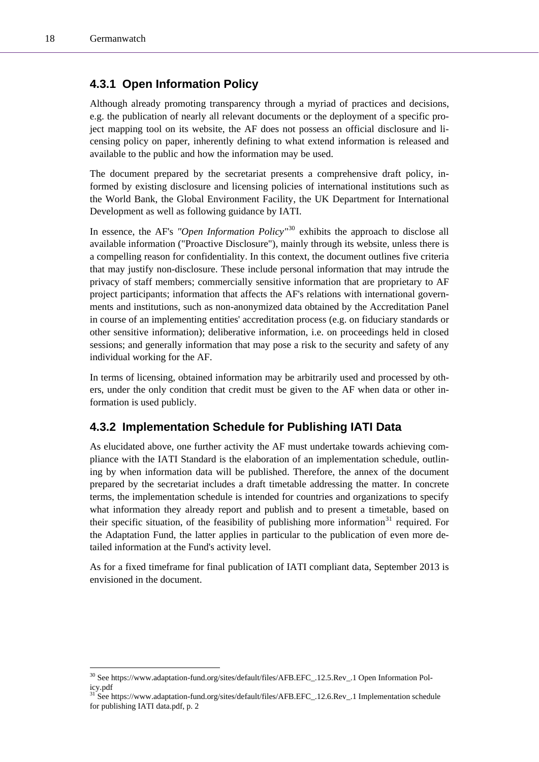### 4.3.1 Open Information Policy

Although already promoting transparency through a myriad of practices and decisions, e.g. the publication of nearly all relevant documents or the deployment of a specific project mapping tool on its website, the AF does not possess an official disclosure and licensing policy on paper, inherently defining to what extend information is released and available to the public and how the information may be used.

The document prepared by the secretariat presents a comprehensive draft policy, informed by existing disclosure and licensing policies of international institutions such as the World Bank, the Global Environment Facility, the UK Department for International Development as well as following guidance by IATI.

In essence, the AF's *"Open Information Policy"*[30] exhibits the approach to disclose all available information ("Proactive Disclosure"), mainly through its website, unless there is a compelling reason for confidentiality. In this context, the document outlines five criteria that may justify non-disclosure. These include personal information that may intrude the privacy of staff members; commercially sensitive information that are proprietary to AF project participants; information that affects the AF's relations with international governments and institutions, such as non-anonymized data obtained by the Accreditation Panel in course of an implementing entities' accreditation process (e.g. on fiduciary standards or other sensitive information); deliberative information, i.e. on proceedings held in closed sessions; and generally information that may pose a risk to the security and safety of any individual working for the AF.

In terms of licensing, obtained information may be arbitrarily used and processed by others, under the only condition that credit must be given to the AF when data or other information is used publicly.

### 4.3.2 Implementation Schedule for Publishing IATI Data

As elucidated above, one further activity the AF must undertake towards achieving compliance with the IATI Standard is the elaboration of an implementation schedule, outlining by when information data will be published. Therefore, the annex of the document prepared by the secretariat includes a draft timetable addressing the matter. In concrete terms, the implementation schedule is intended for countries and organizations to specify what information they already report and publish and to present a timetable, based on their specific situation, of the feasibility of publishing more information[31] required. For the Adaptation Fund, the latter applies in particular to the publication of even more detailed information at the Fund's activity level.

As for a fixed timeframe for final publication of IATI compliant data, September 2013 is envisioned in the document.

---

[30] See https://www.adaptation-fund.org/sites/default/files/AFB.EFC_.12.5.Rev_.1 Open Information Policy.pdf

[31] See https://www.adaptation-fund.org/sites/default/files/AFB.EFC_.12.6.Rev_.1 Implementation schedule for publishing IATI data.pdf, p. 2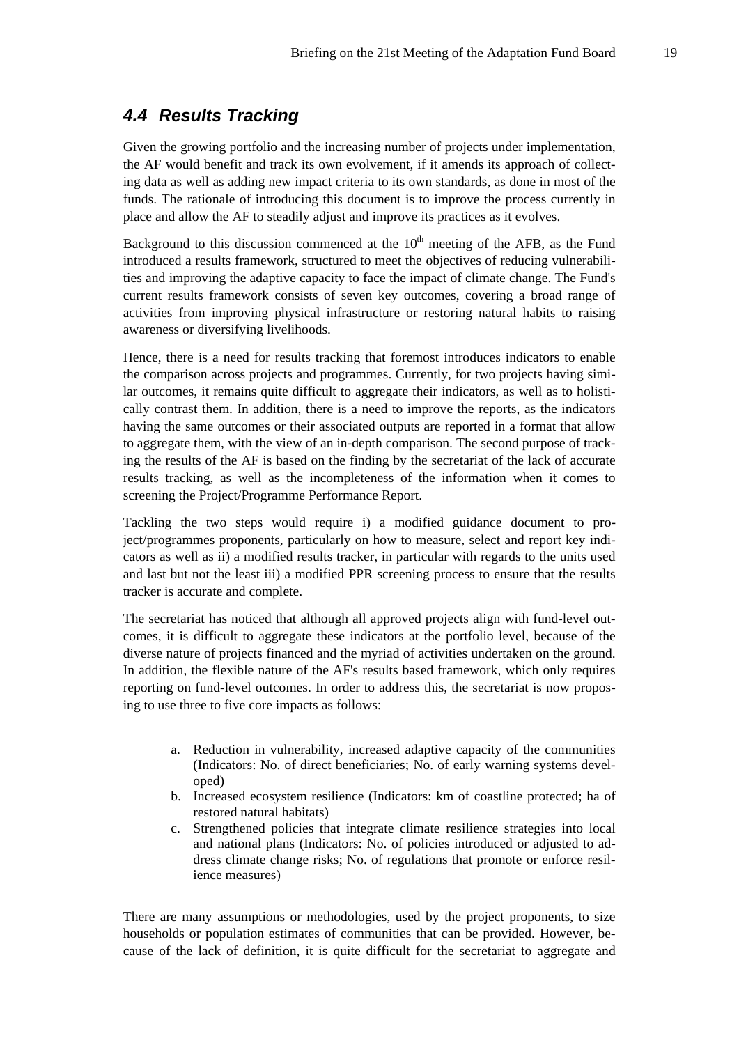## 4.4 Results Tracking

Given the growing portfolio and the increasing number of projects under implementation, the AF would benefit and track its own evolvement, if it amends its approach of collecting data as well as adding new impact criteria to its own standards, as done in most of the funds. The rationale of introducing this document is to improve the process currently in place and allow the AF to steadily adjust and improve its practices as it evolves.

Background to this discussion commenced at the 10th meeting of the AFB, as the Fund introduced a results framework, structured to meet the objectives of reducing vulnerabilities and improving the adaptive capacity to face the impact of climate change. The Fund's current results framework consists of seven key outcomes, covering a broad range of activities from improving physical infrastructure or restoring natural habits to raising awareness or diversifying livelihoods.

Hence, there is a need for results tracking that foremost introduces indicators to enable the comparison across projects and programmes. Currently, for two projects having similar outcomes, it remains quite difficult to aggregate their indicators, as well as to holistically contrast them. In addition, there is a need to improve the reports, as the indicators having the same outcomes or their associated outputs are reported in a format that allow to aggregate them, with the view of an in-depth comparison. The second purpose of tracking the results of the AF is based on the finding by the secretariat of the lack of accurate results tracking, as well as the incompleteness of the information when it comes to screening the Project/Programme Performance Report.

Tackling the two steps would require i) a modified guidance document to project/programmes proponents, particularly on how to measure, select and report key indicators as well as ii) a modified results tracker, in particular with regards to the units used and last but not the least iii) a modified PPR screening process to ensure that the results tracker is accurate and complete.

The secretariat has noticed that although all approved projects align with fund-level outcomes, it is difficult to aggregate these indicators at the portfolio level, because of the diverse nature of projects financed and the myriad of activities undertaken on the ground. In addition, the flexible nature of the AF's results based framework, which only requires reporting on fund-level outcomes. In order to address this, the secretariat is now proposing to use three to five core impacts as follows:

a. Reduction in vulnerability, increased adaptive capacity of the communities (Indicators: No. of direct beneficiaries; No. of early warning systems developed)
b. Increased ecosystem resilience (Indicators: km of coastline protected; ha of restored natural habitats)
c. Strengthened policies that integrate climate resilience strategies into local and national plans (Indicators: No. of policies introduced or adjusted to address climate change risks; No. of regulations that promote or enforce resilience measures)

There are many assumptions or methodologies, used by the project proponents, to size households or population estimates of communities that can be provided. However, because of the lack of definition, it is quite difficult for the secretariat to aggregate and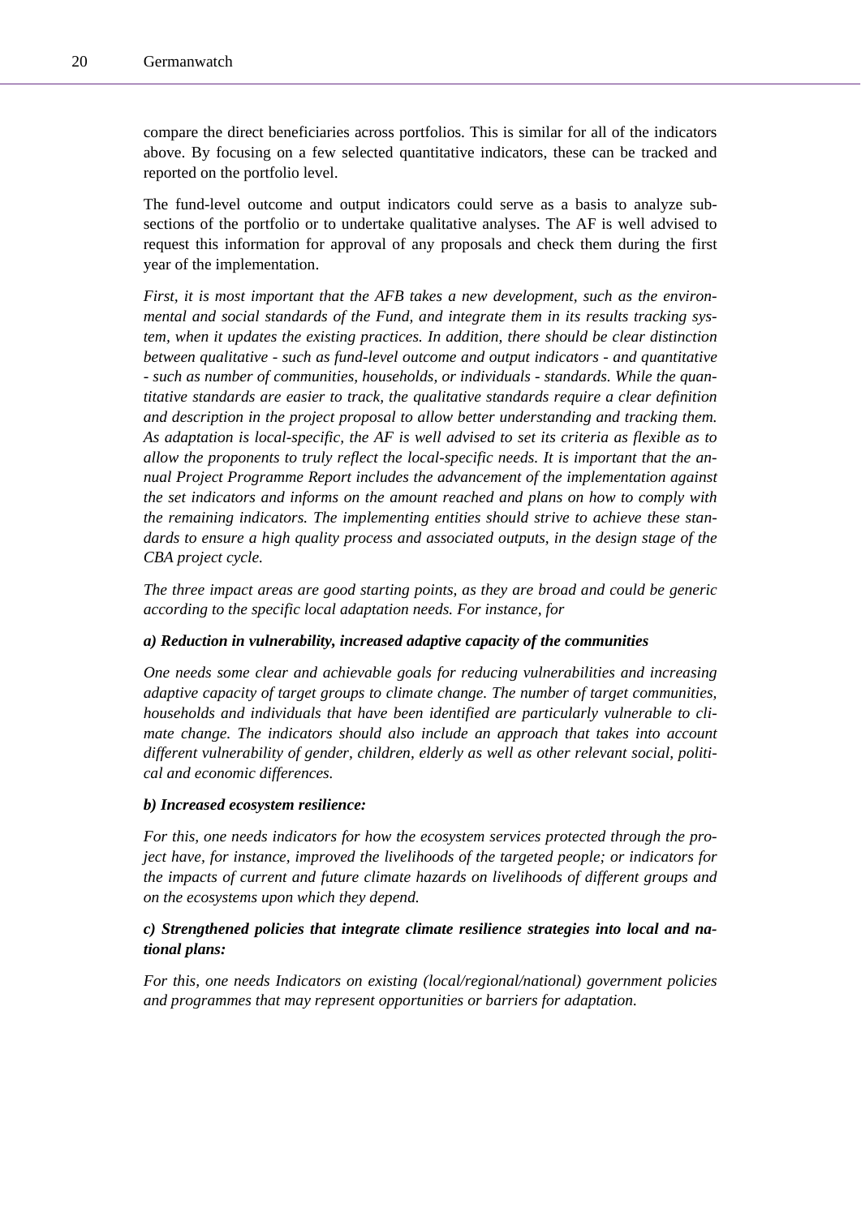compare the direct beneficiaries across portfolios. This is similar for all of the indicators above. By focusing on a few selected quantitative indicators, these can be tracked and reported on the portfolio level.

The fund-level outcome and output indicators could serve as a basis to analyze subsections of the portfolio or to undertake qualitative analyses. The AF is well advised to request this information for approval of any proposals and check them during the first year of the implementation.

*First, it is most important that the AFB takes a new development, such as the environmental and social standards of the Fund, and integrate them in its results tracking system, when it updates the existing practices. In addition, there should be clear distinction between qualitative - such as fund-level outcome and output indicators - and quantitative - such as number of communities, households, or individuals - standards. While the quantitative standards are easier to track, the qualitative standards require a clear definition and description in the project proposal to allow better understanding and tracking them. As adaptation is local-specific, the AF is well advised to set its criteria as flexible as to allow the proponents to truly reflect the local-specific needs. It is important that the annual Project Programme Report includes the advancement of the implementation against the set indicators and informs on the amount reached and plans on how to comply with the remaining indicators. The implementing entities should strive to achieve these standards to ensure a high quality process and associated outputs, in the design stage of the CBA project cycle.*

*The three impact areas are good starting points, as they are broad and could be generic according to the specific local adaptation needs. For instance, for*

***a) Reduction in vulnerability, increased adaptive capacity of the communities***

*One needs some clear and achievable goals for reducing vulnerabilities and increasing adaptive capacity of target groups to climate change. The number of target communities, households and individuals that have been identified are particularly vulnerable to climate change. The indicators should also include an approach that takes into account different vulnerability of gender, children, elderly as well as other relevant social, political and economic differences.*

***b) Increased ecosystem resilience:***

*For this, one needs indicators for how the ecosystem services protected through the project have, for instance, improved the livelihoods of the targeted people; or indicators for the impacts of current and future climate hazards on livelihoods of different groups and on the ecosystems upon which they depend.*

***c) Strengthened policies that integrate climate resilience strategies into local and national plans:***

*For this, one needs Indicators on existing (local/regional/national) government policies and programmes that may represent opportunities or barriers for adaptation.*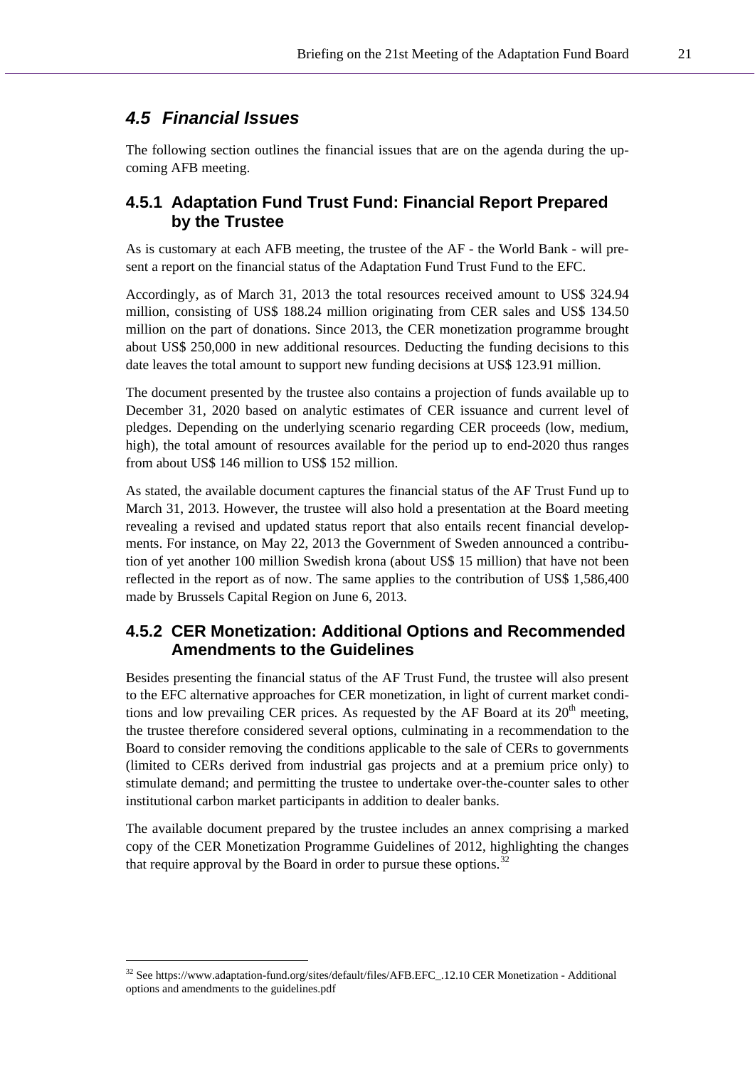## 4.5 Financial Issues

The following section outlines the financial issues that are on the agenda during the upcoming AFB meeting.

### 4.5.1 Adaptation Fund Trust Fund: Financial Report Prepared by the Trustee

As is customary at each AFB meeting, the trustee of the AF - the World Bank - will present a report on the financial status of the Adaptation Fund Trust Fund to the EFC.

Accordingly, as of March 31, 2013 the total resources received amount to US$ 324.94 million, consisting of US$ 188.24 million originating from CER sales and US$ 134.50 million on the part of donations. Since 2013, the CER monetization programme brought about US$ 250,000 in new additional resources. Deducting the funding decisions to this date leaves the total amount to support new funding decisions at US$ 123.91 million.

The document presented by the trustee also contains a projection of funds available up to December 31, 2020 based on analytic estimates of CER issuance and current level of pledges. Depending on the underlying scenario regarding CER proceeds (low, medium, high), the total amount of resources available for the period up to end-2020 thus ranges from about US$ 146 million to US$ 152 million.

As stated, the available document captures the financial status of the AF Trust Fund up to March 31, 2013. However, the trustee will also hold a presentation at the Board meeting revealing a revised and updated status report that also entails recent financial developments. For instance, on May 22, 2013 the Government of Sweden announced a contribution of yet another 100 million Swedish krona (about US$ 15 million) that have not been reflected in the report as of now. The same applies to the contribution of US$ 1,586,400 made by Brussels Capital Region on June 6, 2013.

### 4.5.2 CER Monetization: Additional Options and Recommended Amendments to the Guidelines

Besides presenting the financial status of the AF Trust Fund, the trustee will also present to the EFC alternative approaches for CER monetization, in light of current market conditions and low prevailing CER prices. As requested by the AF Board at its 20th meeting, the trustee therefore considered several options, culminating in a recommendation to the Board to consider removing the conditions applicable to the sale of CERs to governments (limited to CERs derived from industrial gas projects and at a premium price only) to stimulate demand; and permitting the trustee to undertake over-the-counter sales to other institutional carbon market participants in addition to dealer banks.

The available document prepared by the trustee includes an annex comprising a marked copy of the CER Monetization Programme Guidelines of 2012, highlighting the changes that require approval by the Board in order to pursue these options.[32]

[32] See https://www.adaptation-fund.org/sites/default/files/AFB.EFC_.12.10 CER Monetization - Additional options and amendments to the guidelines.pdf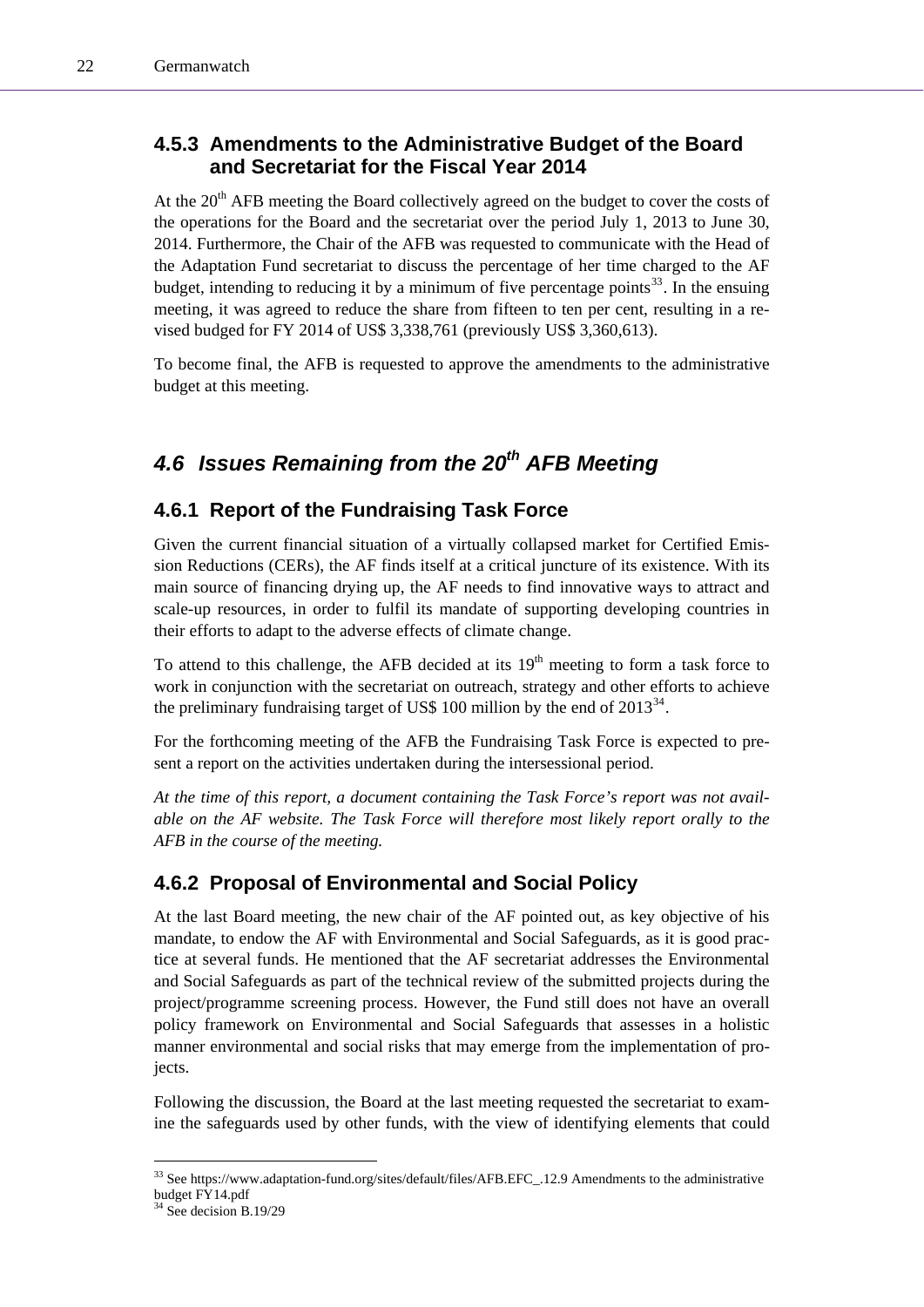### 4.5.3 Amendments to the Administrative Budget of the Board and Secretariat for the Fiscal Year 2014

At the 20th AFB meeting the Board collectively agreed on the budget to cover the costs of the operations for the Board and the secretariat over the period July 1, 2013 to June 30, 2014. Furthermore, the Chair of the AFB was requested to communicate with the Head of the Adaptation Fund secretariat to discuss the percentage of her time charged to the AF budget, intending to reducing it by a minimum of five percentage points[33]. In the ensuing meeting, it was agreed to reduce the share from fifteen to ten per cent, resulting in a revised budged for FY 2014 of US$ 3,338,761 (previously US$ 3,360,613).

To become final, the AFB is requested to approve the amendments to the administrative budget at this meeting.

## *4.6 Issues Remaining from the 20th AFB Meeting*

### 4.6.1 Report of the Fundraising Task Force

Given the current financial situation of a virtually collapsed market for Certified Emission Reductions (CERs), the AF finds itself at a critical juncture of its existence. With its main source of financing drying up, the AF needs to find innovative ways to attract and scale-up resources, in order to fulfil its mandate of supporting developing countries in their efforts to adapt to the adverse effects of climate change.

To attend to this challenge, the AFB decided at its 19th meeting to form a task force to work in conjunction with the secretariat on outreach, strategy and other efforts to achieve the preliminary fundraising target of US$ 100 million by the end of 2013[34].

For the forthcoming meeting of the AFB the Fundraising Task Force is expected to present a report on the activities undertaken during the intersessional period.

*At the time of this report, a document containing the Task Force's report was not available on the AF website. The Task Force will therefore most likely report orally to the AFB in the course of the meeting.*

### 4.6.2 Proposal of Environmental and Social Policy

At the last Board meeting, the new chair of the AF pointed out, as key objective of his mandate, to endow the AF with Environmental and Social Safeguards, as it is good practice at several funds. He mentioned that the AF secretariat addresses the Environmental and Social Safeguards as part of the technical review of the submitted projects during the project/programme screening process. However, the Fund still does not have an overall policy framework on Environmental and Social Safeguards that assesses in a holistic manner environmental and social risks that may emerge from the implementation of projects.

Following the discussion, the Board at the last meeting requested the secretariat to examine the safeguards used by other funds, with the view of identifying elements that could

---

[33] See https://www.adaptation-fund.org/sites/default/files/AFB.EFC_.12.9 Amendments to the administrative budget FY14.pdf

[34] See decision B.19/29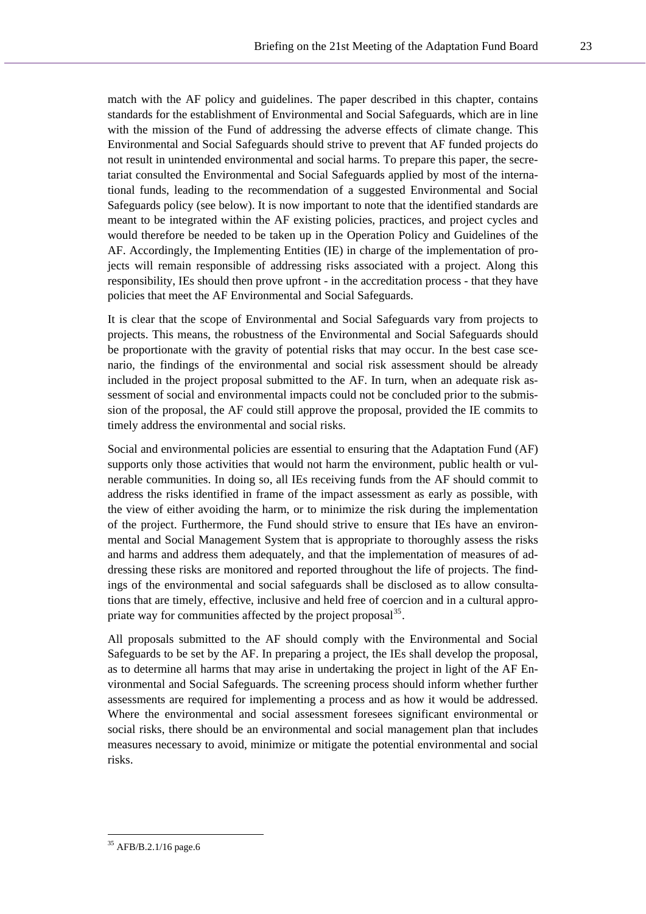match with the AF policy and guidelines. The paper described in this chapter, contains standards for the establishment of Environmental and Social Safeguards, which are in line with the mission of the Fund of addressing the adverse effects of climate change. This Environmental and Social Safeguards should strive to prevent that AF funded projects do not result in unintended environmental and social harms. To prepare this paper, the secretariat consulted the Environmental and Social Safeguards applied by most of the international funds, leading to the recommendation of a suggested Environmental and Social Safeguards policy (see below). It is now important to note that the identified standards are meant to be integrated within the AF existing policies, practices, and project cycles and would therefore be needed to be taken up in the Operation Policy and Guidelines of the AF. Accordingly, the Implementing Entities (IE) in charge of the implementation of projects will remain responsible of addressing risks associated with a project. Along this responsibility, IEs should then prove upfront - in the accreditation process - that they have policies that meet the AF Environmental and Social Safeguards.

It is clear that the scope of Environmental and Social Safeguards vary from projects to projects. This means, the robustness of the Environmental and Social Safeguards should be proportionate with the gravity of potential risks that may occur. In the best case scenario, the findings of the environmental and social risk assessment should be already included in the project proposal submitted to the AF. In turn, when an adequate risk assessment of social and environmental impacts could not be concluded prior to the submission of the proposal, the AF could still approve the proposal, provided the IE commits to timely address the environmental and social risks.

Social and environmental policies are essential to ensuring that the Adaptation Fund (AF) supports only those activities that would not harm the environment, public health or vulnerable communities. In doing so, all IEs receiving funds from the AF should commit to address the risks identified in frame of the impact assessment as early as possible, with the view of either avoiding the harm, or to minimize the risk during the implementation of the project. Furthermore, the Fund should strive to ensure that IEs have an environmental and Social Management System that is appropriate to thoroughly assess the risks and harms and address them adequately, and that the implementation of measures of addressing these risks are monitored and reported throughout the life of projects. The findings of the environmental and social safeguards shall be disclosed as to allow consultations that are timely, effective, inclusive and held free of coercion and in a cultural appropriate way for communities affected by the project proposal[35].

All proposals submitted to the AF should comply with the Environmental and Social Safeguards to be set by the AF. In preparing a project, the IEs shall develop the proposal, as to determine all harms that may arise in undertaking the project in light of the AF Environmental and Social Safeguards. The screening process should inform whether further assessments are required for implementing a process and as how it would be addressed. Where the environmental and social assessment foresees significant environmental or social risks, there should be an environmental and social management plan that includes measures necessary to avoid, minimize or mitigate the potential environmental and social risks.

[35] AFB/B.2.1/16 page.6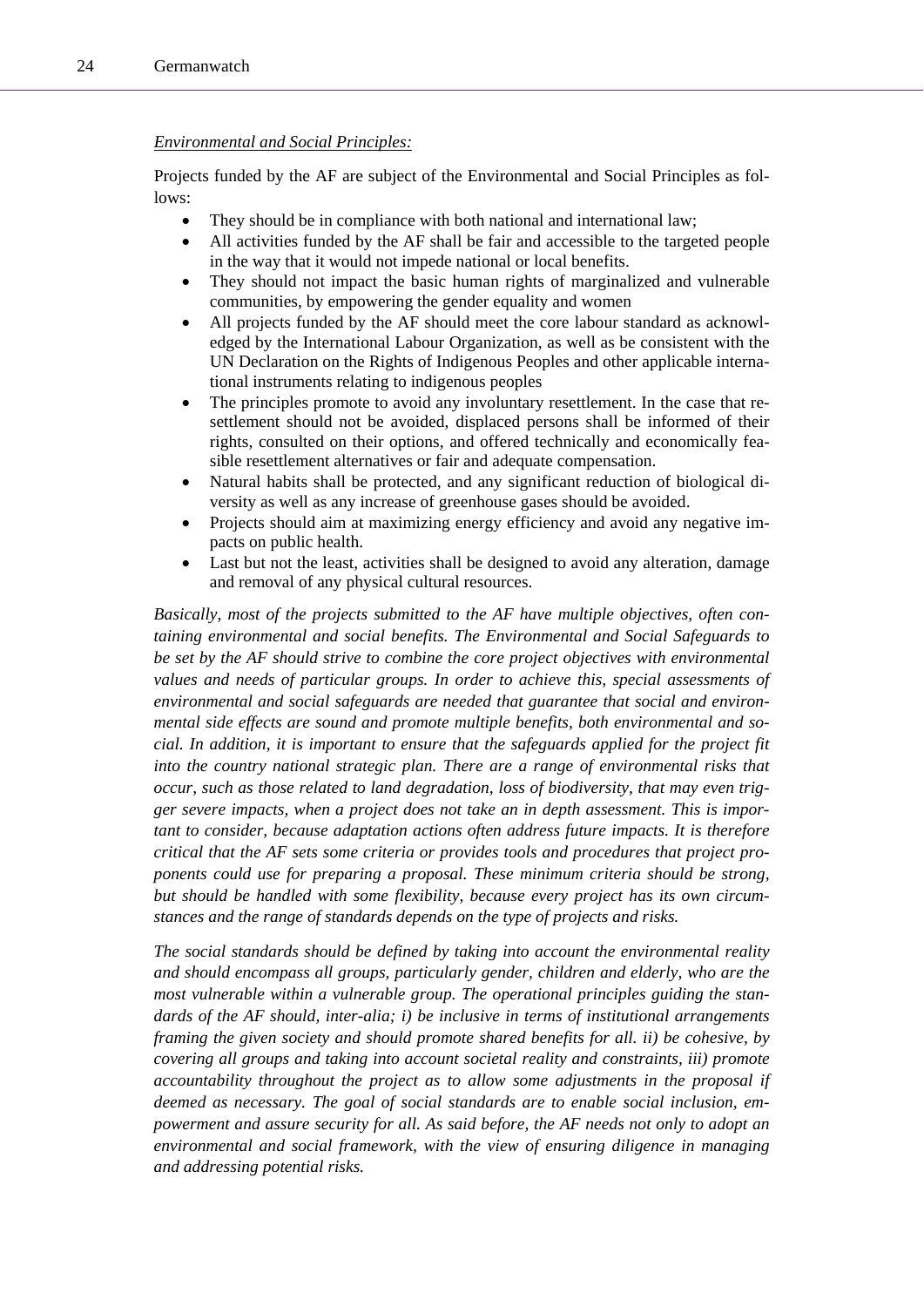*Environmental and Social Principles:*

Projects funded by the AF are subject of the Environmental and Social Principles as follows:

- They should be in compliance with both national and international law;
- All activities funded by the AF shall be fair and accessible to the targeted people in the way that it would not impede national or local benefits.
- They should not impact the basic human rights of marginalized and vulnerable communities, by empowering the gender equality and women
- All projects funded by the AF should meet the core labour standard as acknowledged by the International Labour Organization, as well as be consistent with the UN Declaration on the Rights of Indigenous Peoples and other applicable international instruments relating to indigenous peoples
- The principles promote to avoid any involuntary resettlement. In the case that resettlement should not be avoided, displaced persons shall be informed of their rights, consulted on their options, and offered technically and economically feasible resettlement alternatives or fair and adequate compensation.
- Natural habits shall be protected, and any significant reduction of biological diversity as well as any increase of greenhouse gases should be avoided.
- Projects should aim at maximizing energy efficiency and avoid any negative impacts on public health.
- Last but not the least, activities shall be designed to avoid any alteration, damage and removal of any physical cultural resources.

*Basically, most of the projects submitted to the AF have multiple objectives, often containing environmental and social benefits. The Environmental and Social Safeguards to be set by the AF should strive to combine the core project objectives with environmental values and needs of particular groups. In order to achieve this, special assessments of environmental and social safeguards are needed that guarantee that social and environmental side effects are sound and promote multiple benefits, both environmental and social. In addition, it is important to ensure that the safeguards applied for the project fit into the country national strategic plan. There are a range of environmental risks that occur, such as those related to land degradation, loss of biodiversity, that may even trigger severe impacts, when a project does not take an in depth assessment. This is important to consider, because adaptation actions often address future impacts. It is therefore critical that the AF sets some criteria or provides tools and procedures that project proponents could use for preparing a proposal. These minimum criteria should be strong, but should be handled with some flexibility, because every project has its own circumstances and the range of standards depends on the type of projects and risks.*

*The social standards should be defined by taking into account the environmental reality and should encompass all groups, particularly gender, children and elderly, who are the most vulnerable within a vulnerable group. The operational principles guiding the standards of the AF should, inter-alia; i) be inclusive in terms of institutional arrangements framing the given society and should promote shared benefits for all. ii) be cohesive, by covering all groups and taking into account societal reality and constraints, iii) promote accountability throughout the project as to allow some adjustments in the proposal if deemed as necessary. The goal of social standards are to enable social inclusion, empowerment and assure security for all. As said before, the AF needs not only to adopt an environmental and social framework, with the view of ensuring diligence in managing and addressing potential risks.*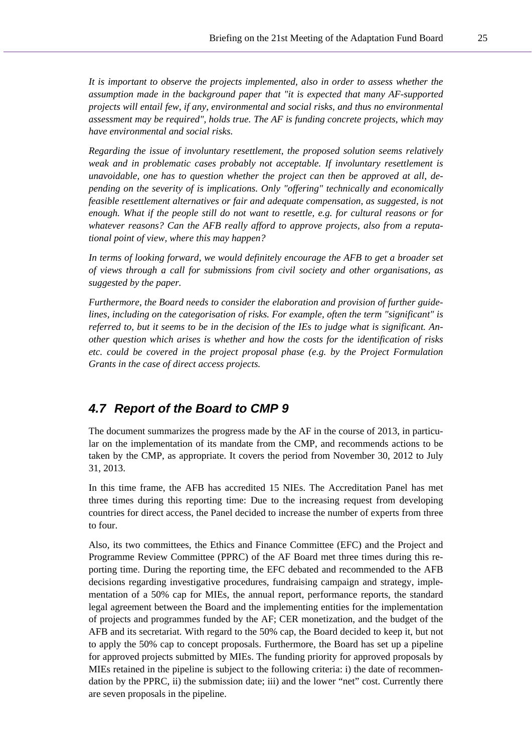*It is important to observe the projects implemented, also in order to assess whether the assumption made in the background paper that "it is expected that many AF-supported projects will entail few, if any, environmental and social risks, and thus no environmental assessment may be required", holds true. The AF is funding concrete projects, which may have environmental and social risks.*

*Regarding the issue of involuntary resettlement, the proposed solution seems relatively weak and in problematic cases probably not acceptable. If involuntary resettlement is unavoidable, one has to question whether the project can then be approved at all, depending on the severity of is implications. Only "offering" technically and economically feasible resettlement alternatives or fair and adequate compensation, as suggested, is not enough. What if the people still do not want to resettle, e.g. for cultural reasons or for whatever reasons? Can the AFB really afford to approve projects, also from a reputational point of view, where this may happen?*

*In terms of looking forward, we would definitely encourage the AFB to get a broader set of views through a call for submissions from civil society and other organisations, as suggested by the paper.*

*Furthermore, the Board needs to consider the elaboration and provision of further guidelines, including on the categorisation of risks. For example, often the term "significant" is referred to, but it seems to be in the decision of the IEs to judge what is significant. Another question which arises is whether and how the costs for the identification of risks etc. could be covered in the project proposal phase (e.g. by the Project Formulation Grants in the case of direct access projects.*

## 4.7 Report of the Board to CMP 9

The document summarizes the progress made by the AF in the course of 2013, in particular on the implementation of its mandate from the CMP, and recommends actions to be taken by the CMP, as appropriate. It covers the period from November 30, 2012 to July 31, 2013.

In this time frame, the AFB has accredited 15 NIEs. The Accreditation Panel has met three times during this reporting time: Due to the increasing request from developing countries for direct access, the Panel decided to increase the number of experts from three to four.

Also, its two committees, the Ethics and Finance Committee (EFC) and the Project and Programme Review Committee (PPRC) of the AF Board met three times during this reporting time. During the reporting time, the EFC debated and recommended to the AFB decisions regarding investigative procedures, fundraising campaign and strategy, implementation of a 50% cap for MIEs, the annual report, performance reports, the standard legal agreement between the Board and the implementing entities for the implementation of projects and programmes funded by the AF; CER monetization, and the budget of the AFB and its secretariat. With regard to the 50% cap, the Board decided to keep it, but not to apply the 50% cap to concept proposals. Furthermore, the Board has set up a pipeline for approved projects submitted by MIEs. The funding priority for approved proposals by MIEs retained in the pipeline is subject to the following criteria: i) the date of recommendation by the PPRC, ii) the submission date; iii) and the lower "net" cost. Currently there are seven proposals in the pipeline.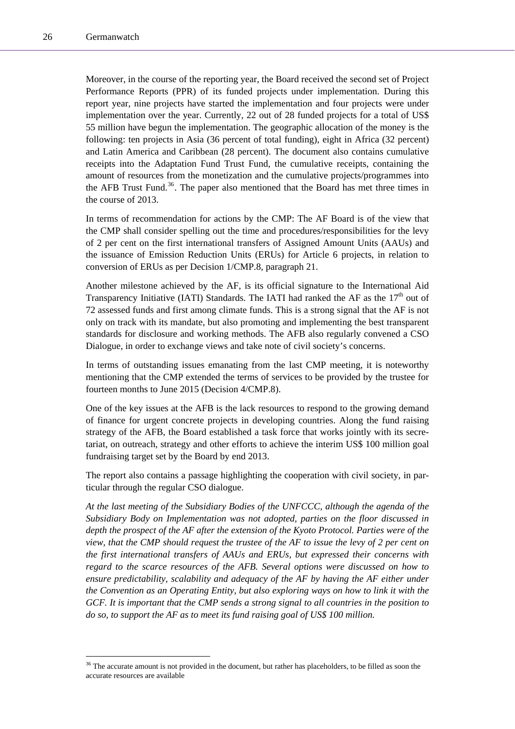Moreover, in the course of the reporting year, the Board received the second set of Project Performance Reports (PPR) of its funded projects under implementation. During this report year, nine projects have started the implementation and four projects were under implementation over the year. Currently, 22 out of 28 funded projects for a total of US$ 55 million have begun the implementation. The geographic allocation of the money is the following: ten projects in Asia (36 percent of total funding), eight in Africa (32 percent) and Latin America and Caribbean (28 percent). The document also contains cumulative receipts into the Adaptation Fund Trust Fund, the cumulative receipts, containing the amount of resources from the monetization and the cumulative projects/programmes into the AFB Trust Fund.[36]. The paper also mentioned that the Board has met three times in the course of 2013.

In terms of recommendation for actions by the CMP: The AF Board is of the view that the CMP shall consider spelling out the time and procedures/responsibilities for the levy of 2 per cent on the first international transfers of Assigned Amount Units (AAUs) and the issuance of Emission Reduction Units (ERUs) for Article 6 projects, in relation to conversion of ERUs as per Decision 1/CMP.8, paragraph 21.

Another milestone achieved by the AF, is its official signature to the International Aid Transparency Initiative (IATI) Standards. The IATI had ranked the AF as the 17th out of 72 assessed funds and first among climate funds. This is a strong signal that the AF is not only on track with its mandate, but also promoting and implementing the best transparent standards for disclosure and working methods. The AFB also regularly convened a CSO Dialogue, in order to exchange views and take note of civil society's concerns.

In terms of outstanding issues emanating from the last CMP meeting, it is noteworthy mentioning that the CMP extended the terms of services to be provided by the trustee for fourteen months to June 2015 (Decision 4/CMP.8).

One of the key issues at the AFB is the lack resources to respond to the growing demand of finance for urgent concrete projects in developing countries. Along the fund raising strategy of the AFB, the Board established a task force that works jointly with its secretariat, on outreach, strategy and other efforts to achieve the interim US$ 100 million goal fundraising target set by the Board by end 2013.

The report also contains a passage highlighting the cooperation with civil society, in particular through the regular CSO dialogue.

*At the last meeting of the Subsidiary Bodies of the UNFCCC, although the agenda of the Subsidiary Body on Implementation was not adopted, parties on the floor discussed in depth the prospect of the AF after the extension of the Kyoto Protocol. Parties were of the view, that the CMP should request the trustee of the AF to issue the levy of 2 per cent on the first international transfers of AAUs and ERUs, but expressed their concerns with regard to the scarce resources of the AFB. Several options were discussed on how to ensure predictability, scalability and adequacy of the AF by having the AF either under the Convention as an Operating Entity, but also exploring ways on how to link it with the GCF. It is important that the CMP sends a strong signal to all countries in the position to do so, to support the AF as to meet its fund raising goal of US$ 100 million.*

[36] The accurate amount is not provided in the document, but rather has placeholders, to be filled as soon the accurate resources are available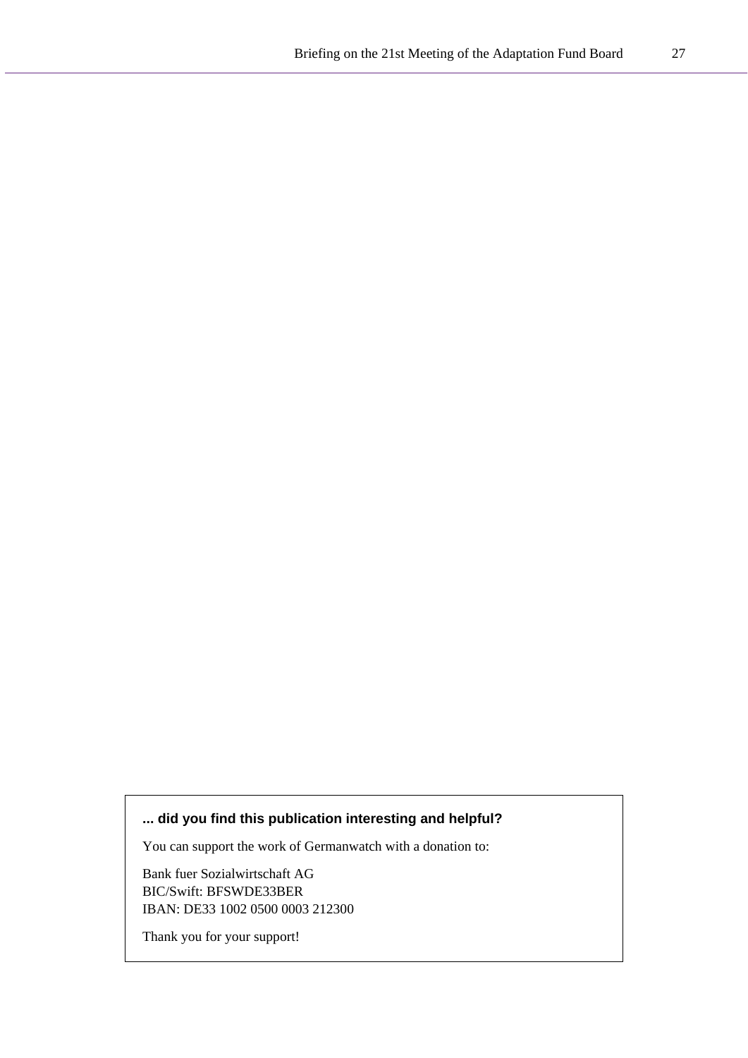**... did you find this publication interesting and helpful?**

You can support the work of Germanwatch with a donation to:

Bank fuer Sozialwirtschaft AG
BIC/Swift: BFSWDE33BER
IBAN: DE33 1002 0500 0003 212300

Thank you for your support!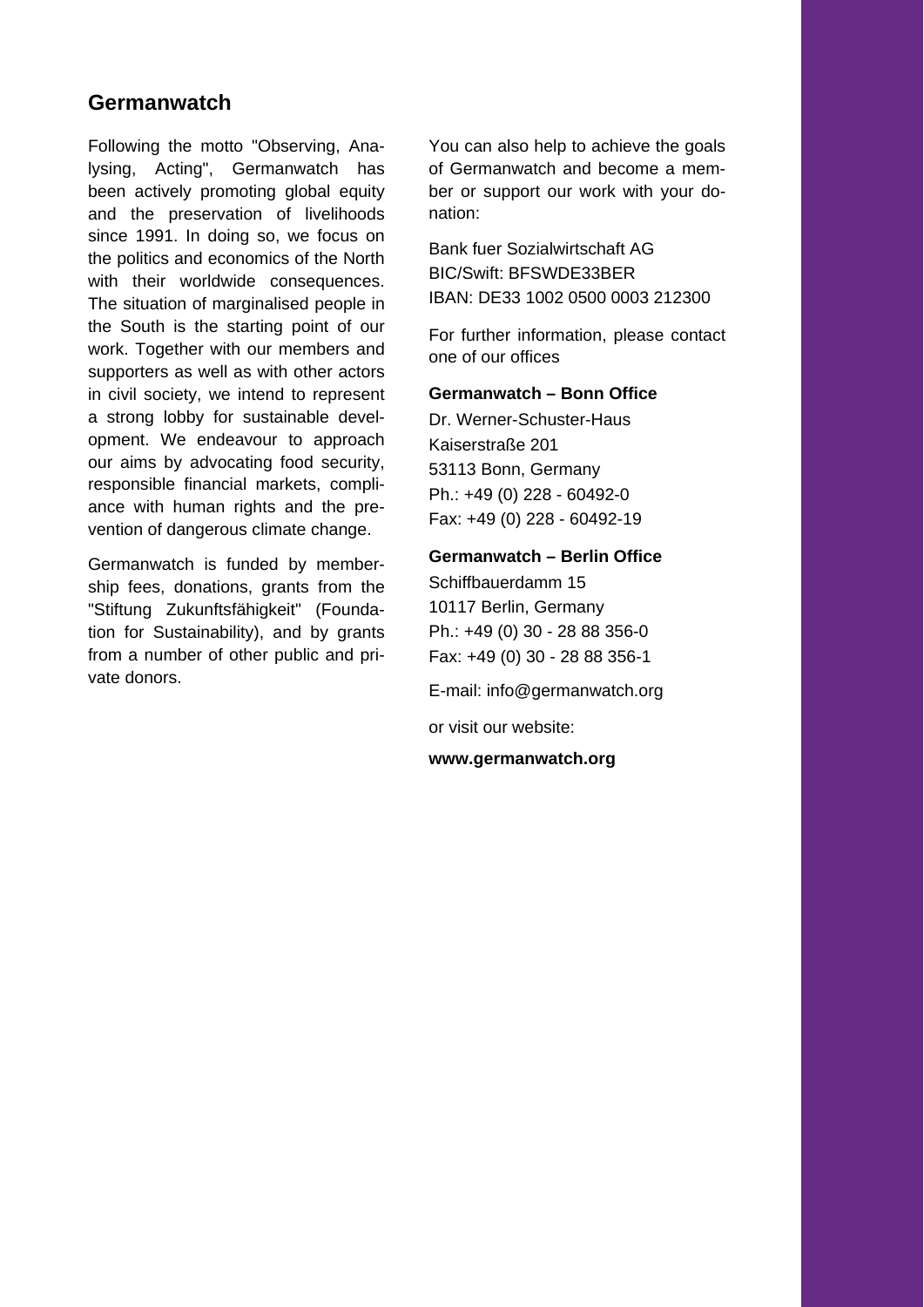## Germanwatch

Following the motto "Observing, Analysing, Acting", Germanwatch has been actively promoting global equity and the preservation of livelihoods since 1991. In doing so, we focus on the politics and economics of the North with their worldwide consequences. The situation of marginalised people in the South is the starting point of our work. Together with our members and supporters as well as with other actors in civil society, we intend to represent a strong lobby for sustainable development. We endeavour to approach our aims by advocating food security, responsible financial markets, compliance with human rights and the prevention of dangerous climate change.

Germanwatch is funded by membership fees, donations, grants from the "Stiftung Zukunftsfähigkeit" (Foundation for Sustainability), and by grants from a number of other public and private donors.

You can also help to achieve the goals of Germanwatch and become a member or support our work with your donation:

Bank fuer Sozialwirtschaft AG
BIC/Swift: BFSWDE33BER
IBAN: DE33 1002 0500 0003 212300

For further information, please contact one of our offices

**Germanwatch – Bonn Office**

Dr. Werner-Schuster-Haus
Kaiserstraße 201
53113 Bonn, Germany
Ph.: +49 (0) 228 - 60492-0
Fax: +49 (0) 228 - 60492-19

**Germanwatch – Berlin Office**

Schiffbauerdamm 15
10117 Berlin, Germany
Ph.: +49 (0) 30 - 28 88 356-0
Fax: +49 (0) 30 - 28 88 356-1

E-mail: info@germanwatch.org

or visit our website:

**www.germanwatch.org**